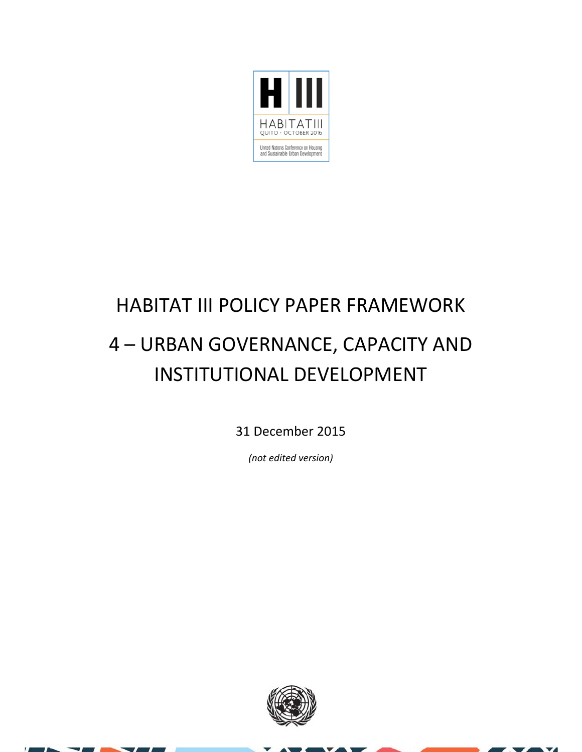# HABITAT III POLICY PAPER FRAMEWORK

# 4 – URBAN GOVERNANCE, CAPACITY AND INSTITUTIONAL DEVELOPMENT

31 December 2015

*(not edited version)*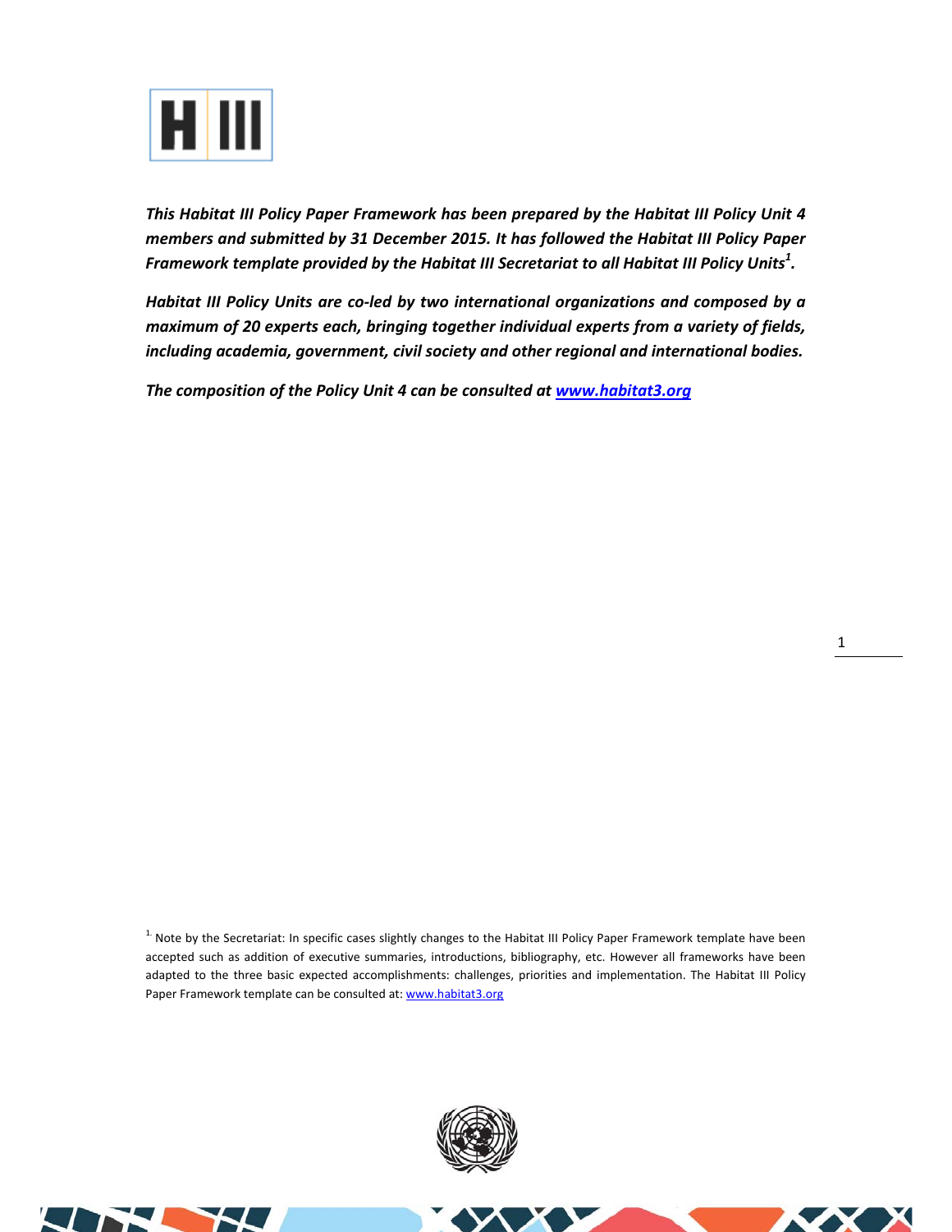***This Habitat III Policy Paper Framework has been prepared by the Habitat III Policy Unit 4 members and submitted by 31 December 2015. It has followed the Habitat III Policy Paper Framework template provided by the Habitat III Secretariat to all Habitat III Policy Units[1].***

***Habitat III Policy Units are co-led by two international organizations and composed by a maximum of 20 experts each, bringing together individual experts from a variety of fields, including academia, government, civil society and other regional and international bodies.***

***The composition of the Policy Unit 4 can be consulted at [www.habitat3.org](http://www.habitat3.org)***

[1] Note by the Secretariat: In specific cases slightly changes to the Habitat III Policy Paper Framework template have been accepted such as addition of executive summaries, introductions, bibliography, etc. However all frameworks have been adapted to the three basic expected accomplishments: challenges, priorities and implementation. The Habitat III Policy Paper Framework template can be consulted at: [www.habitat3.org](http://www.habitat3.org)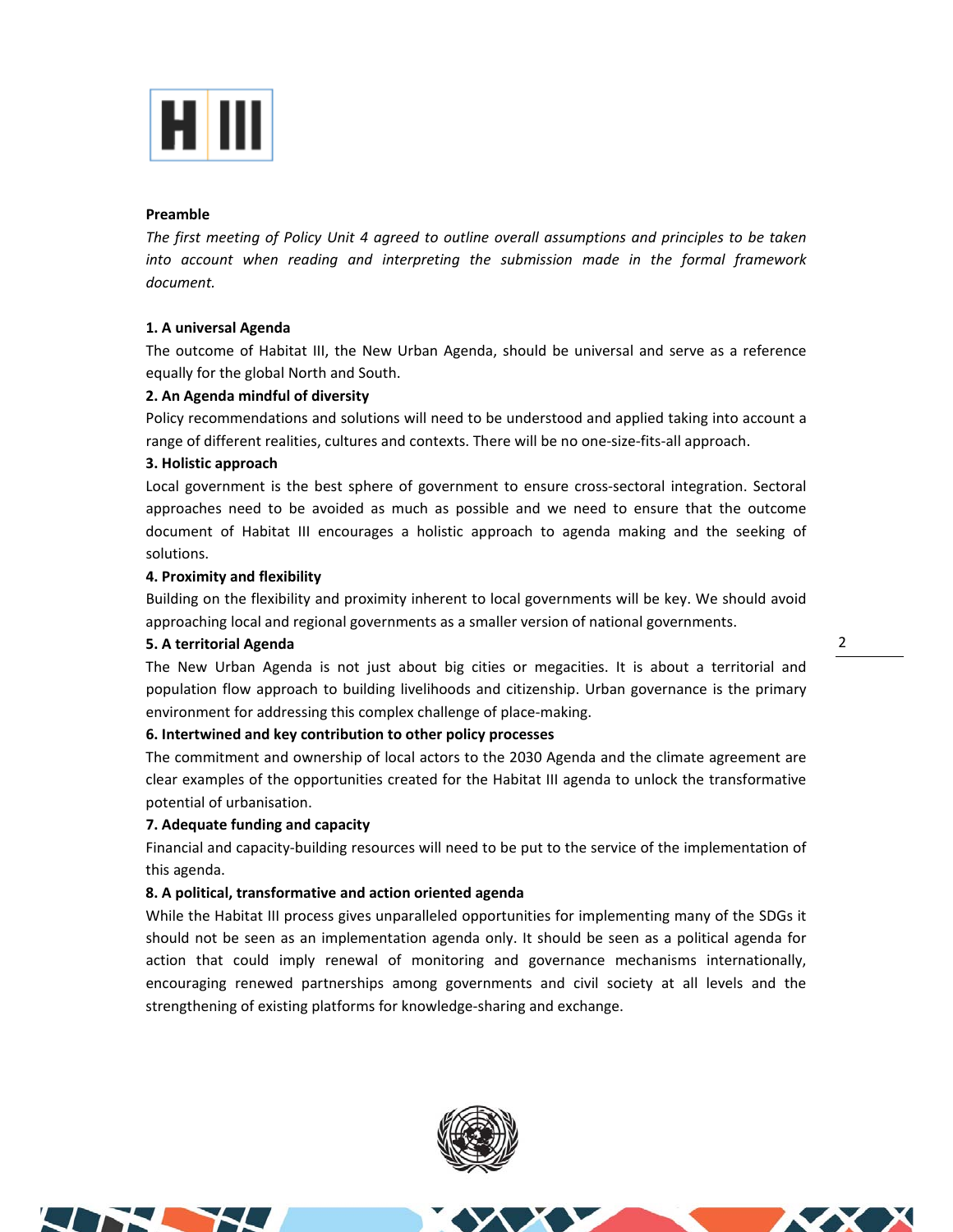**Preamble**

*The first meeting of Policy Unit 4 agreed to outline overall assumptions and principles to be taken into account when reading and interpreting the submission made in the formal framework document.*

**1. A universal Agenda**

The outcome of Habitat III, the New Urban Agenda, should be universal and serve as a reference equally for the global North and South.

**2. An Agenda mindful of diversity**

Policy recommendations and solutions will need to be understood and applied taking into account a range of different realities, cultures and contexts. There will be no one-size-fits-all approach.

**3. Holistic approach**

Local government is the best sphere of government to ensure cross-sectoral integration. Sectoral approaches need to be avoided as much as possible and we need to ensure that the outcome document of Habitat III encourages a holistic approach to agenda making and the seeking of solutions.

**4. Proximity and flexibility**

Building on the flexibility and proximity inherent to local governments will be key. We should avoid approaching local and regional governments as a smaller version of national governments.

**5. A territorial Agenda**

The New Urban Agenda is not just about big cities or megacities. It is about a territorial and population flow approach to building livelihoods and citizenship. Urban governance is the primary environment for addressing this complex challenge of place-making.

**6. Intertwined and key contribution to other policy processes**

The commitment and ownership of local actors to the 2030 Agenda and the climate agreement are clear examples of the opportunities created for the Habitat III agenda to unlock the transformative potential of urbanisation.

**7. Adequate funding and capacity**

Financial and capacity-building resources will need to be put to the service of the implementation of this agenda.

**8. A political, transformative and action oriented agenda**

While the Habitat III process gives unparalleled opportunities for implementing many of the SDGs it should not be seen as an implementation agenda only. It should be seen as a political agenda for action that could imply renewal of monitoring and governance mechanisms internationally, encouraging renewed partnerships among governments and civil society at all levels and the strengthening of existing platforms for knowledge-sharing and exchange.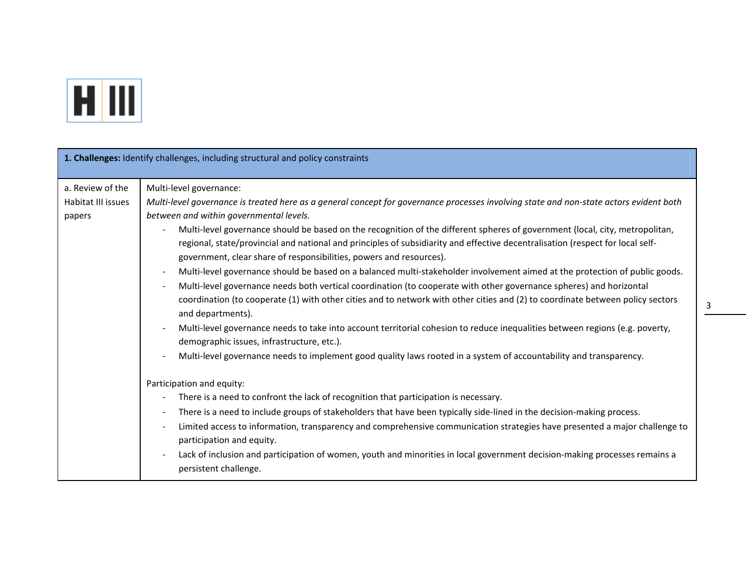| **1. Challenges:** Identify challenges, including structural and policy constraints | |
|---|---|
| a. Review of the Habitat III issues papers | Multi-level governance:<br>*Multi-level governance is treated here as a general concept for governance processes involving state and non-state actors evident both between and within governmental levels.*<br>- Multi-level governance should be based on the recognition of the different spheres of government (local, city, metropolitan, regional, state/provincial and national and principles of subsidiarity and effective decentralisation (respect for local self-government, clear share of responsibilities, powers and resources).<br>- Multi-level governance should be based on a balanced multi-stakeholder involvement aimed at the protection of public goods.<br>- Multi-level governance needs both vertical coordination (to cooperate with other governance spheres) and horizontal coordination (to cooperate (1) with other cities and to network with other cities and (2) to coordinate between policy sectors and departments).<br>- Multi-level governance needs to take into account territorial cohesion to reduce inequalities between regions (e.g. poverty, demographic issues, infrastructure, etc.).<br>- Multi-level governance needs to implement good quality laws rooted in a system of accountability and transparency.<br><br>Participation and equity:<br>- There is a need to confront the lack of recognition that participation is necessary.<br>- There is a need to include groups of stakeholders that have been typically side-lined in the decision-making process.<br>- Limited access to information, transparency and comprehensive communication strategies have presented a major challenge to participation and equity.<br>- Lack of inclusion and participation of women, youth and minorities in local government decision-making processes remains a persistent challenge. |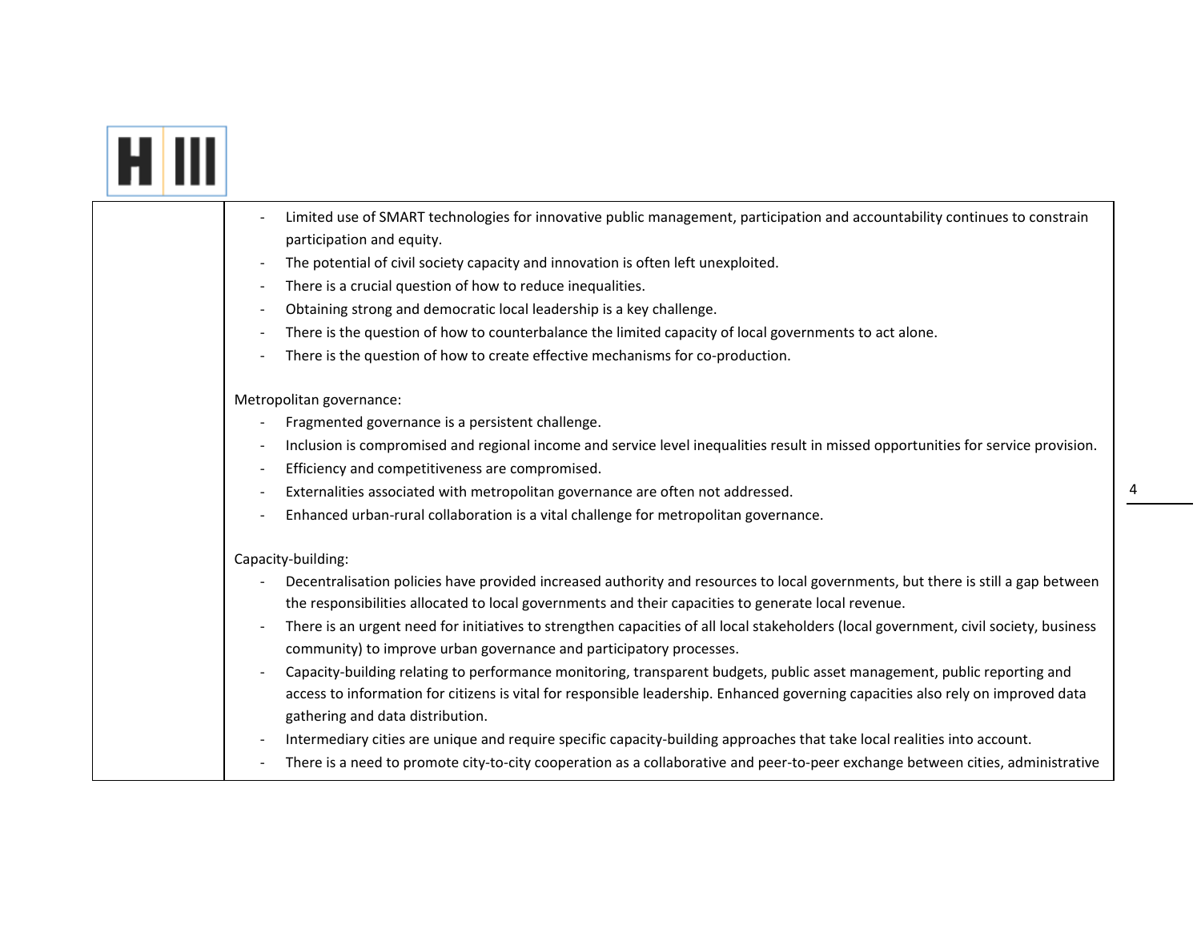| | |
|---|---|
| | - Limited use of SMART technologies for innovative public management, participation and accountability continues to constrain participation and equity.<br>- The potential of civil society capacity and innovation is often left unexploited.<br>- There is a crucial question of how to reduce inequalities.<br>- Obtaining strong and democratic local leadership is a key challenge.<br>- There is the question of how to counterbalance the limited capacity of local governments to act alone.<br>- There is the question of how to create effective mechanisms for co-production.<br><br>Metropolitan governance:<br>- Fragmented governance is a persistent challenge.<br>- Inclusion is compromised and regional income and service level inequalities result in missed opportunities for service provision.<br>- Efficiency and competitiveness are compromised.<br>- Externalities associated with metropolitan governance are often not addressed.<br>- Enhanced urban-rural collaboration is a vital challenge for metropolitan governance.<br><br>Capacity-building:<br>- Decentralisation policies have provided increased authority and resources to local governments, but there is still a gap between the responsibilities allocated to local governments and their capacities to generate local revenue.<br>- There is an urgent need for initiatives to strengthen capacities of all local stakeholders (local government, civil society, business community) to improve urban governance and participatory processes.<br>- Capacity-building relating to performance monitoring, transparent budgets, public asset management, public reporting and access to information for citizens is vital for responsible leadership. Enhanced governing capacities also rely on improved data gathering and data distribution.<br>- Intermediary cities are unique and require specific capacity-building approaches that take local realities into account.<br>- There is a need to promote city-to-city cooperation as a collaborative and peer-to-peer exchange between cities, administrative |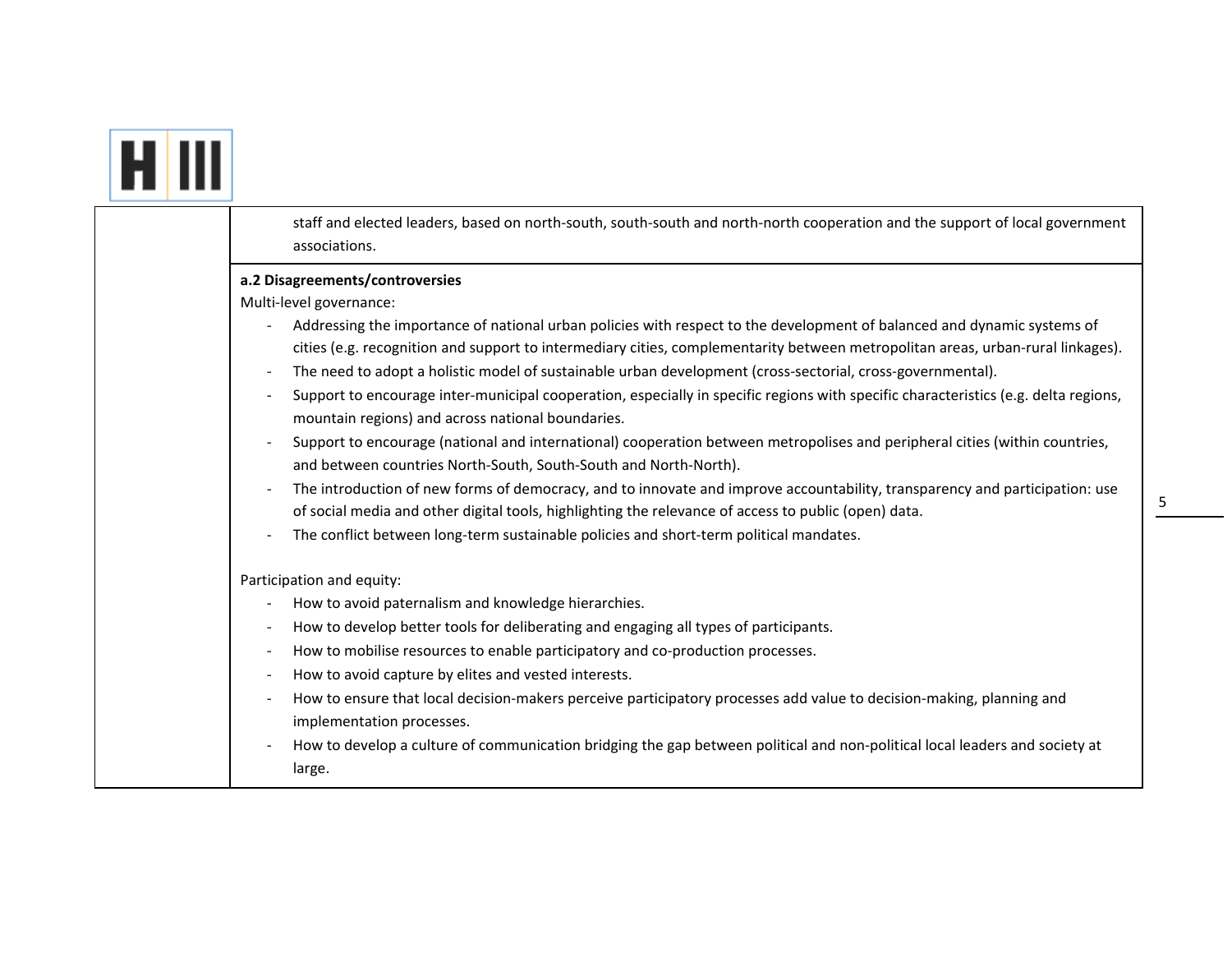| | |
|---|---|
| | staff and elected leaders, based on north-south, south-south and north-north cooperation and the support of local government associations. |
| | **a.2 Disagreements/controversies**<br>Multi-level governance:<br>- Addressing the importance of national urban policies with respect to the development of balanced and dynamic systems of cities (e.g. recognition and support to intermediary cities, complementarity between metropolitan areas, urban-rural linkages).<br>- The need to adopt a holistic model of sustainable urban development (cross-sectorial, cross-governmental).<br>- Support to encourage inter-municipal cooperation, especially in specific regions with specific characteristics (e.g. delta regions, mountain regions) and across national boundaries.<br>- Support to encourage (national and international) cooperation between metropolises and peripheral cities (within countries, and between countries North-South, South-South and North-North).<br>- The introduction of new forms of democracy, and to innovate and improve accountability, transparency and participation: use of social media and other digital tools, highlighting the relevance of access to public (open) data.<br>- The conflict between long-term sustainable policies and short-term political mandates.<br><br>Participation and equity:<br>- How to avoid paternalism and knowledge hierarchies.<br>- How to develop better tools for deliberating and engaging all types of participants.<br>- How to mobilise resources to enable participatory and co-production processes.<br>- How to avoid capture by elites and vested interests.<br>- How to ensure that local decision-makers perceive participatory processes add value to decision-making, planning and implementation processes.<br>- How to develop a culture of communication bridging the gap between political and non-political local leaders and society at large. |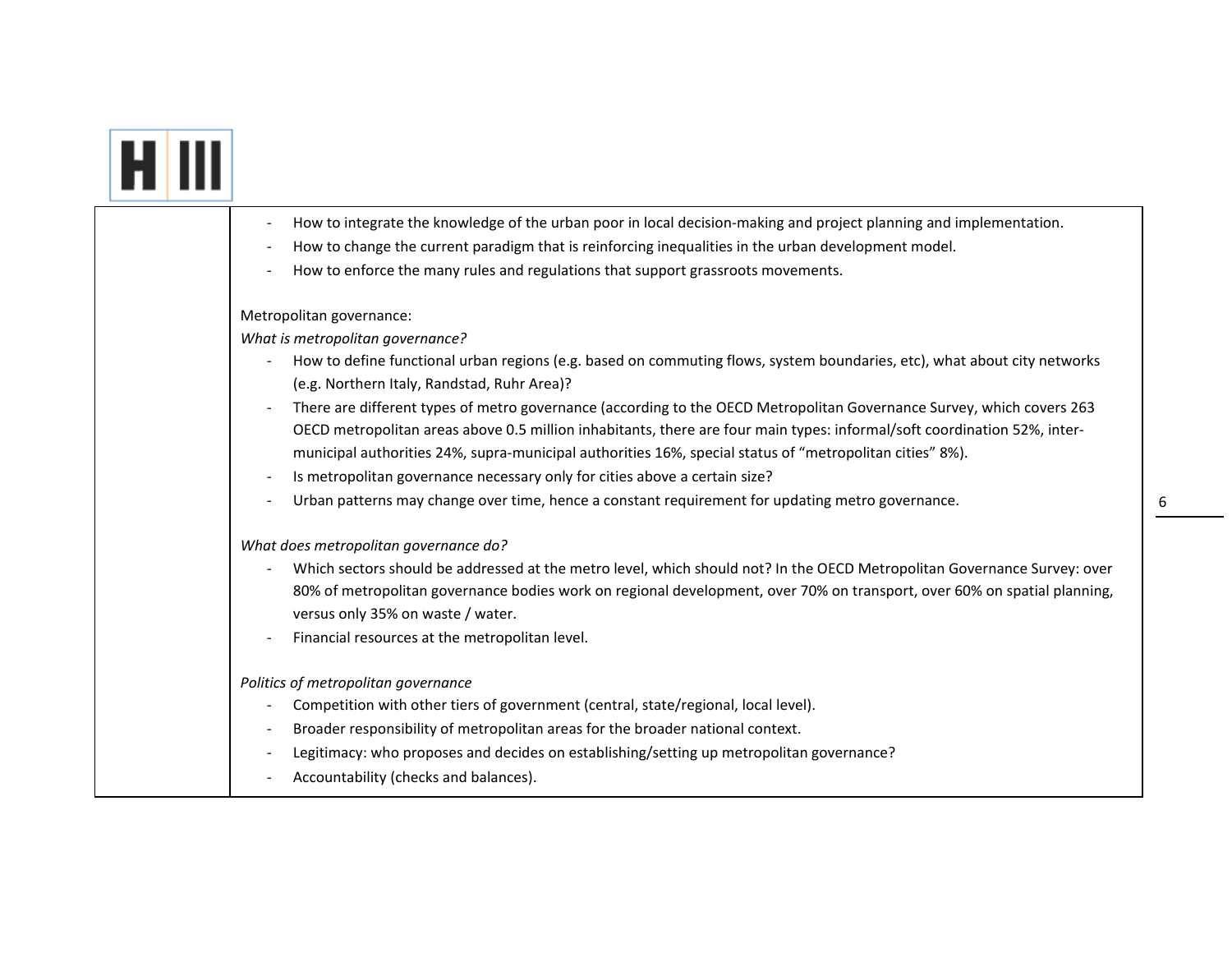- How to integrate the knowledge of the urban poor in local decision-making and project planning and implementation.
- How to change the current paradigm that is reinforcing inequalities in the urban development model.
- How to enforce the many rules and regulations that support grassroots movements.

Metropolitan governance:

*What is metropolitan governance?*

- How to define functional urban regions (e.g. based on commuting flows, system boundaries, etc), what about city networks (e.g. Northern Italy, Randstad, Ruhr Area)?
- There are different types of metro governance (according to the OECD Metropolitan Governance Survey, which covers 263 OECD metropolitan areas above 0.5 million inhabitants, there are four main types: informal/soft coordination 52%, inter-municipal authorities 24%, supra-municipal authorities 16%, special status of "metropolitan cities" 8%).
- Is metropolitan governance necessary only for cities above a certain size?
- Urban patterns may change over time, hence a constant requirement for updating metro governance.

*What does metropolitan governance do?*

- Which sectors should be addressed at the metro level, which should not? In the OECD Metropolitan Governance Survey: over 80% of metropolitan governance bodies work on regional development, over 70% on transport, over 60% on spatial planning, versus only 35% on waste / water.
- Financial resources at the metropolitan level.

*Politics of metropolitan governance*

- Competition with other tiers of government (central, state/regional, local level).
- Broader responsibility of metropolitan areas for the broader national context.
- Legitimacy: who proposes and decides on establishing/setting up metropolitan governance?
- Accountability (checks and balances).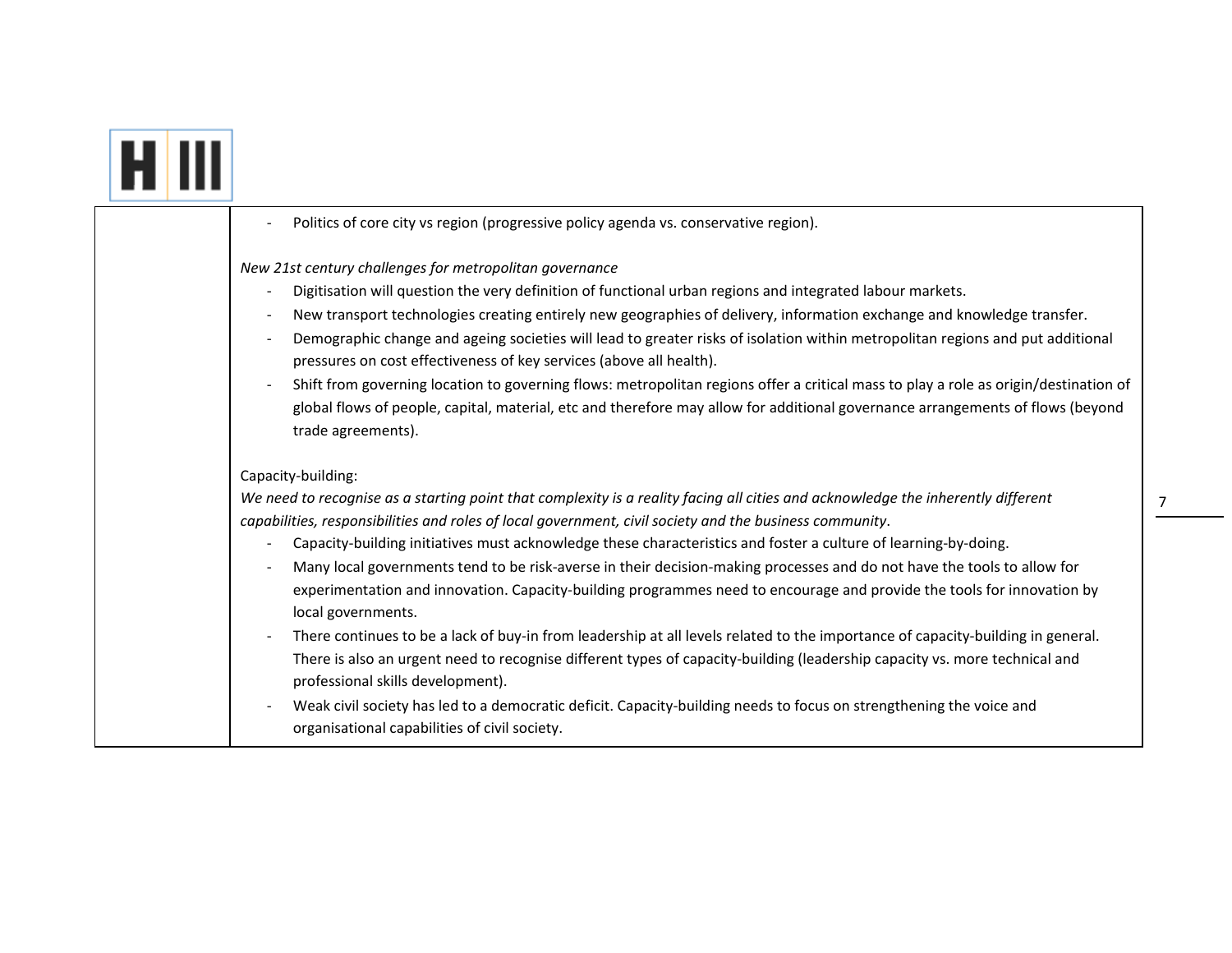| | - Politics of core city vs region (progressive policy agenda vs. conservative region).<br><br>*New 21st century challenges for metropolitan governance*<br>- Digitisation will question the very definition of functional urban regions and integrated labour markets.<br>- New transport technologies creating entirely new geographies of delivery, information exchange and knowledge transfer.<br>- Demographic change and ageing societies will lead to greater risks of isolation within metropolitan regions and put additional pressures on cost effectiveness of key services (above all health).<br>- Shift from governing location to governing flows: metropolitan regions offer a critical mass to play a role as origin/destination of global flows of people, capital, material, etc and therefore may allow for additional governance arrangements of flows (beyond trade agreements).<br><br>Capacity-building:<br>*We need to recognise as a starting point that complexity is a reality facing all cities and acknowledge the inherently different capabilities, responsibilities and roles of local government, civil society and the business community*.<br>- Capacity-building initiatives must acknowledge these characteristics and foster a culture of learning-by-doing.<br>- Many local governments tend to be risk-averse in their decision-making processes and do not have the tools to allow for experimentation and innovation. Capacity-building programmes need to encourage and provide the tools for innovation by local governments.<br>- There continues to be a lack of buy-in from leadership at all levels related to the importance of capacity-building in general. There is also an urgent need to recognise different types of capacity-building (leadership capacity vs. more technical and professional skills development).<br>- Weak civil society has led to a democratic deficit. Capacity-building needs to focus on strengthening the voice and organisational capabilities of civil society. |
|---|---|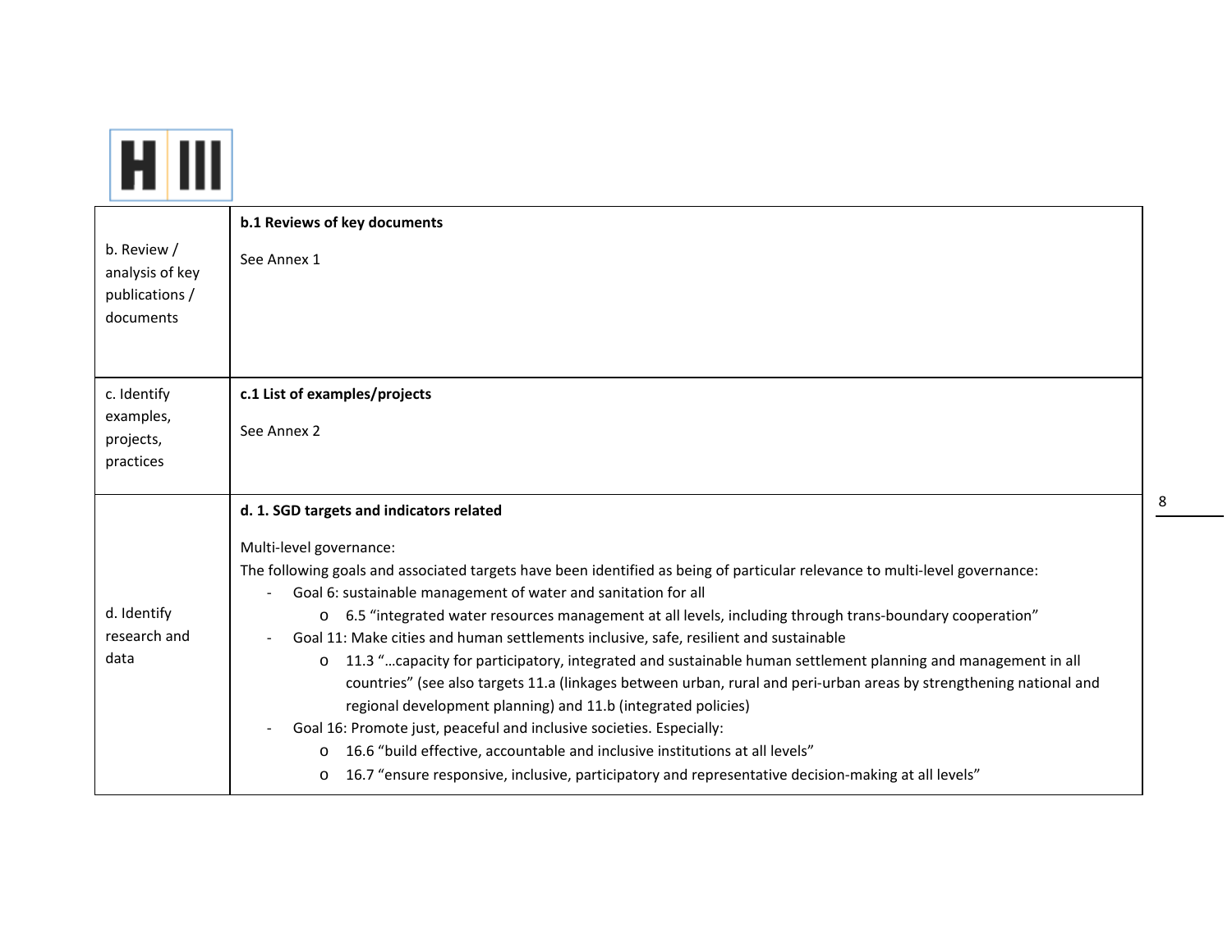| | |
|---|---|
| b. Review / analysis of key publications / documents | **b.1 Reviews of key documents**<br><br>See Annex 1 |
| c. Identify examples, projects, practices | **c.1 List of examples/projects**<br><br>See Annex 2 |
| d. Identify research and data | **d. 1. SGD targets and indicators related**<br><br>Multi-level governance:<br>The following goals and associated targets have been identified as being of particular relevance to multi-level governance:<br>- Goal 6: sustainable management of water and sanitation for all<br>&nbsp;&nbsp;&nbsp;&nbsp;o 6.5 "integrated water resources management at all levels, including through trans-boundary cooperation"<br>- Goal 11: Make cities and human settlements inclusive, safe, resilient and sustainable<br>&nbsp;&nbsp;&nbsp;&nbsp;o 11.3 "…capacity for participatory, integrated and sustainable human settlement planning and management in all countries" (see also targets 11.a (linkages between urban, rural and peri-urban areas by strengthening national and regional development planning) and 11.b (integrated policies)<br>- Goal 16: Promote just, peaceful and inclusive societies. Especially:<br>&nbsp;&nbsp;&nbsp;&nbsp;o 16.6 "build effective, accountable and inclusive institutions at all levels"<br>&nbsp;&nbsp;&nbsp;&nbsp;o 16.7 "ensure responsive, inclusive, participatory and representative decision-making at all levels" |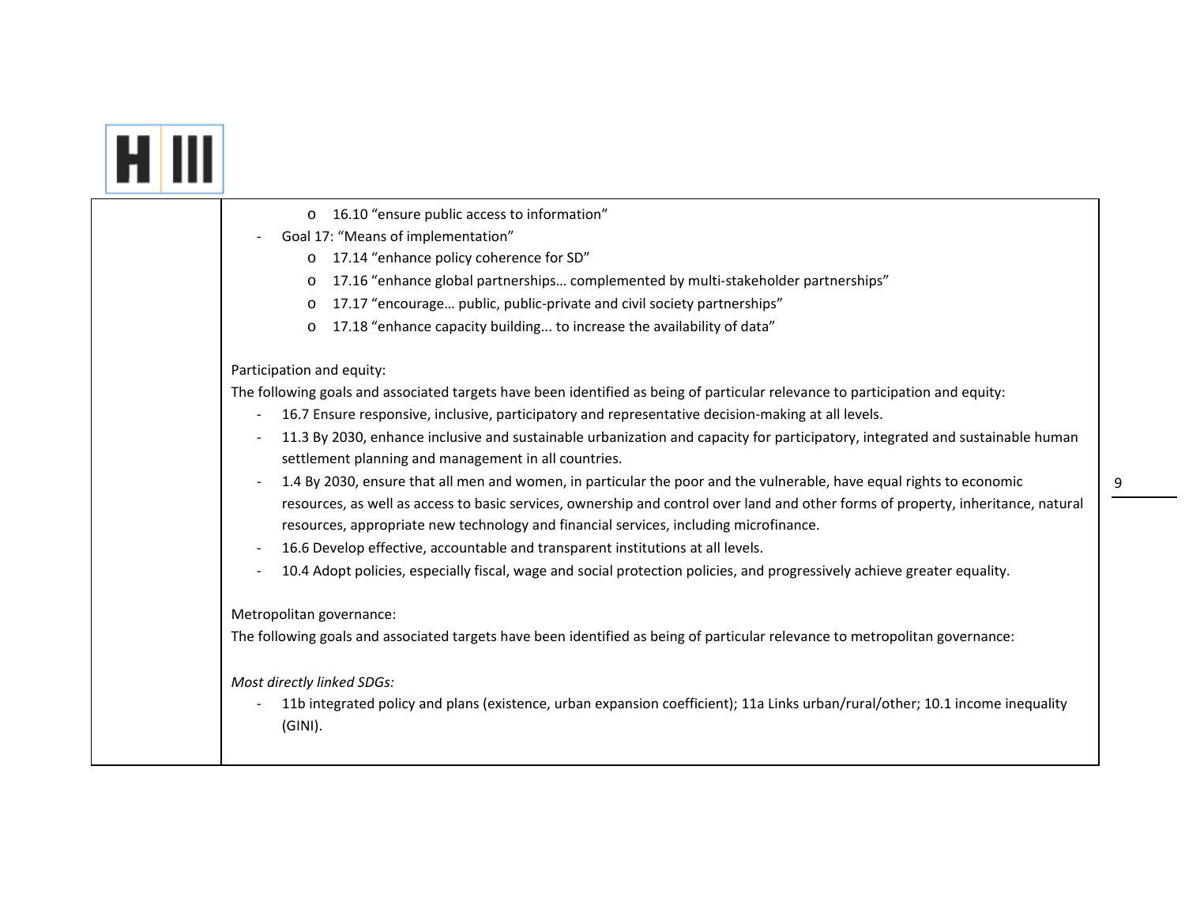- 16.10 "ensure public access to information"
- Goal 17: "Means of implementation"
  - 17.14 "enhance policy coherence for SD"
  - 17.16 "enhance global partnerships… complemented by multi-stakeholder partnerships"
  - 17.17 "encourage… public, public-private and civil society partnerships"
  - 17.18 "enhance capacity building... to increase the availability of data"

Participation and equity:

The following goals and associated targets have been identified as being of particular relevance to participation and equity:

- 16.7 Ensure responsive, inclusive, participatory and representative decision-making at all levels.
- 11.3 By 2030, enhance inclusive and sustainable urbanization and capacity for participatory, integrated and sustainable human settlement planning and management in all countries.
- 1.4 By 2030, ensure that all men and women, in particular the poor and the vulnerable, have equal rights to economic resources, as well as access to basic services, ownership and control over land and other forms of property, inheritance, natural resources, appropriate new technology and financial services, including microfinance.
- 16.6 Develop effective, accountable and transparent institutions at all levels.
- 10.4 Adopt policies, especially fiscal, wage and social protection policies, and progressively achieve greater equality.

Metropolitan governance:

The following goals and associated targets have been identified as being of particular relevance to metropolitan governance:

*Most directly linked SDGs:*

- 11b integrated policy and plans (existence, urban expansion coefficient); 11a Links urban/rural/other; 10.1 income inequality (GINI).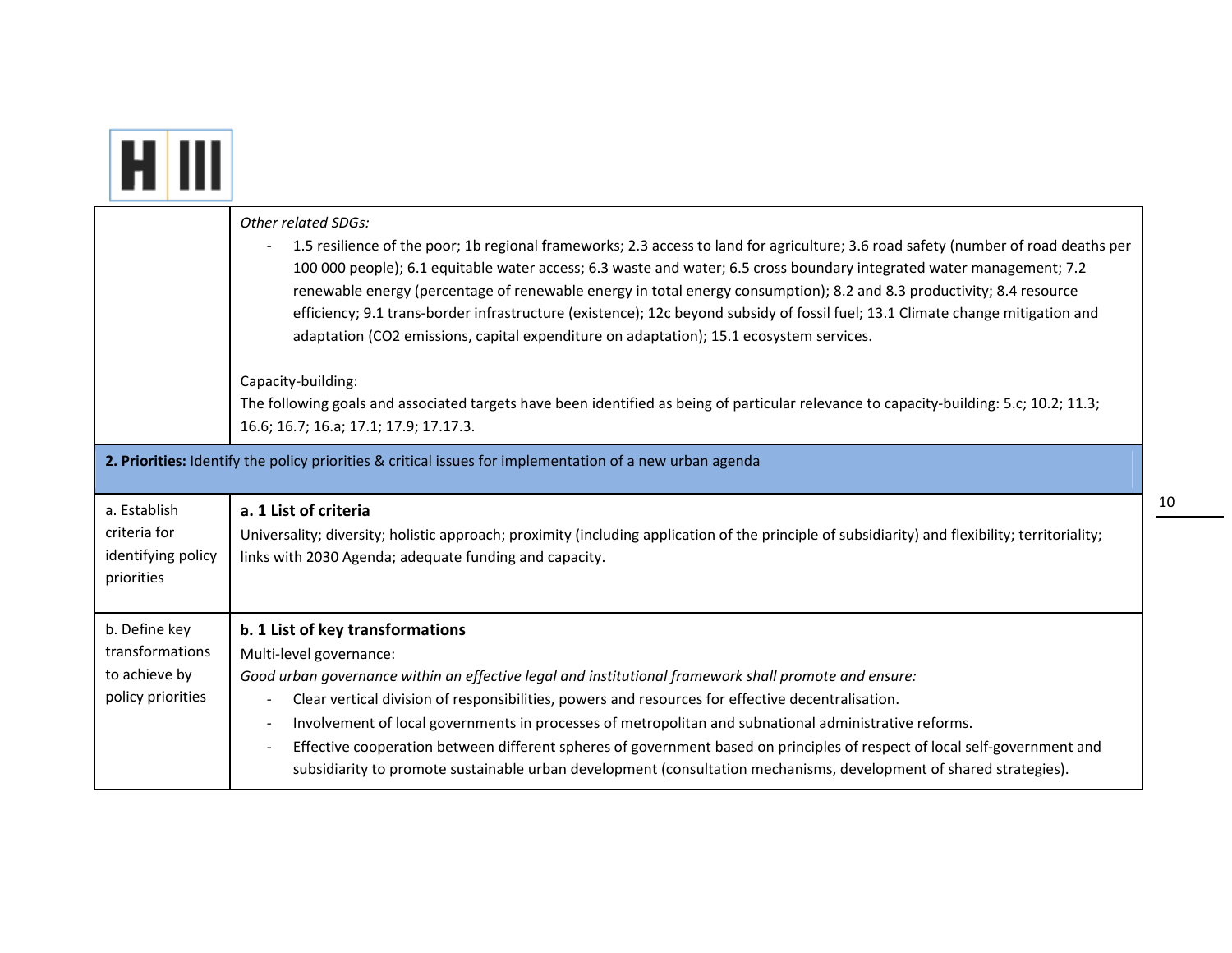| | |
|---|---|
| | *Other related SDGs:*<br>- 1.5 resilience of the poor; 1b regional frameworks; 2.3 access to land for agriculture; 3.6 road safety (number of road deaths per 100 000 people); 6.1 equitable water access; 6.3 waste and water; 6.5 cross boundary integrated water management; 7.2 renewable energy (percentage of renewable energy in total energy consumption); 8.2 and 8.3 productivity; 8.4 resource efficiency; 9.1 trans-border infrastructure (existence); 12c beyond subsidy of fossil fuel; 13.1 Climate change mitigation and adaptation (CO2 emissions, capital expenditure on adaptation); 15.1 ecosystem services.<br><br>Capacity-building:<br>The following goals and associated targets have been identified as being of particular relevance to capacity-building: 5.c; 10.2; 11.3; 16.6; 16.7; 16.a; 17.1; 17.9; 17.17.3. |
| **2. Priorities:** Identify the policy priorities & critical issues for implementation of a new urban agenda | |
| a. Establish criteria for identifying policy priorities | **a. 1 List of criteria**<br>Universality; diversity; holistic approach; proximity (including application of the principle of subsidiarity) and flexibility; territoriality; links with 2030 Agenda; adequate funding and capacity. |
| b. Define key transformations to achieve by policy priorities | **b. 1 List of key transformations**<br>Multi-level governance:<br>*Good urban governance within an effective legal and institutional framework shall promote and ensure:*<br>- Clear vertical division of responsibilities, powers and resources for effective decentralisation.<br>- Involvement of local governments in processes of metropolitan and subnational administrative reforms.<br>- Effective cooperation between different spheres of government based on principles of respect of local self-government and subsidiarity to promote sustainable urban development (consultation mechanisms, development of shared strategies). |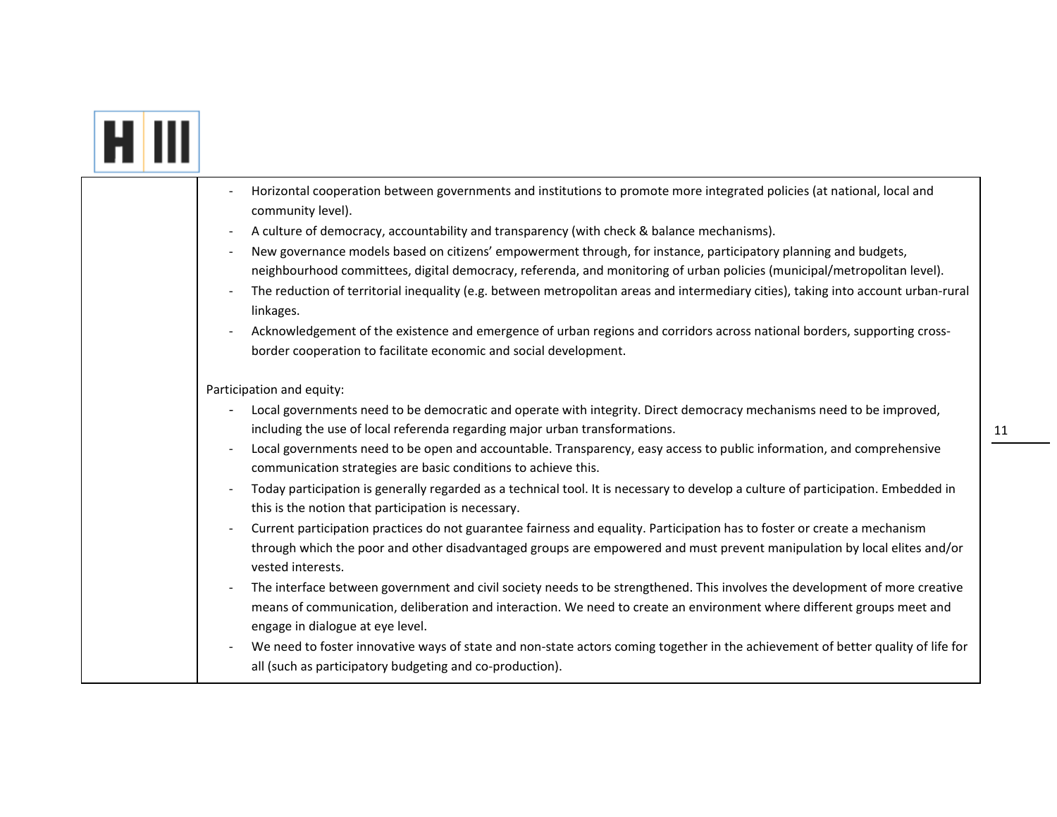- Horizontal cooperation between governments and institutions to promote more integrated policies (at national, local and community level).
- A culture of democracy, accountability and transparency (with check & balance mechanisms).
- New governance models based on citizens' empowerment through, for instance, participatory planning and budgets, neighbourhood committees, digital democracy, referenda, and monitoring of urban policies (municipal/metropolitan level).
- The reduction of territorial inequality (e.g. between metropolitan areas and intermediary cities), taking into account urban-rural linkages.
- Acknowledgement of the existence and emergence of urban regions and corridors across national borders, supporting cross-border cooperation to facilitate economic and social development.

Participation and equity:

- Local governments need to be democratic and operate with integrity. Direct democracy mechanisms need to be improved, including the use of local referenda regarding major urban transformations.
- Local governments need to be open and accountable. Transparency, easy access to public information, and comprehensive communication strategies are basic conditions to achieve this.
- Today participation is generally regarded as a technical tool. It is necessary to develop a culture of participation. Embedded in this is the notion that participation is necessary.
- Current participation practices do not guarantee fairness and equality. Participation has to foster or create a mechanism through which the poor and other disadvantaged groups are empowered and must prevent manipulation by local elites and/or vested interests.
- The interface between government and civil society needs to be strengthened. This involves the development of more creative means of communication, deliberation and interaction. We need to create an environment where different groups meet and engage in dialogue at eye level.
- We need to foster innovative ways of state and non-state actors coming together in the achievement of better quality of life for all (such as participatory budgeting and co-production).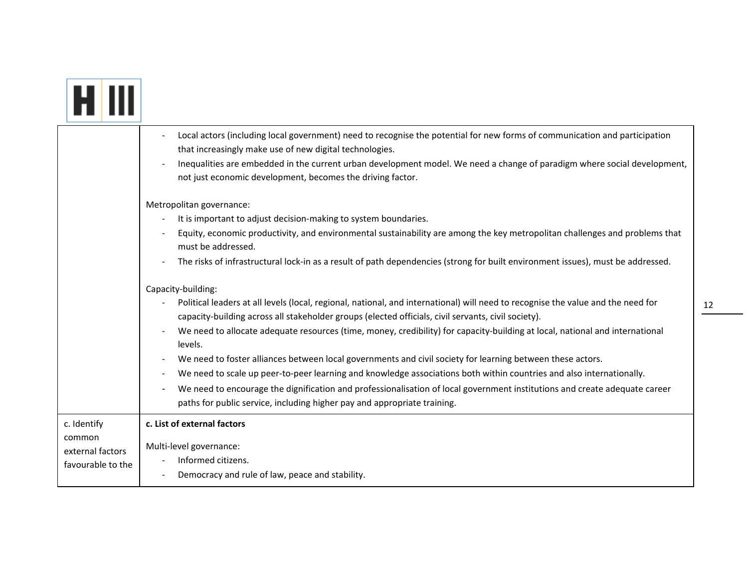| | |
|---|---|
| | - Local actors (including local government) need to recognise the potential for new forms of communication and participation that increasingly make use of new digital technologies.<br>- Inequalities are embedded in the current urban development model. We need a change of paradigm where social development, not just economic development, becomes the driving factor.<br><br>Metropolitan governance:<br>- It is important to adjust decision-making to system boundaries.<br>- Equity, economic productivity, and environmental sustainability are among the key metropolitan challenges and problems that must be addressed.<br>- The risks of infrastructural lock-in as a result of path dependencies (strong for built environment issues), must be addressed.<br><br>Capacity-building:<br>- Political leaders at all levels (local, regional, national, and international) will need to recognise the value and the need for capacity-building across all stakeholder groups (elected officials, civil servants, civil society).<br>- We need to allocate adequate resources (time, money, credibility) for capacity-building at local, national and international levels.<br>- We need to foster alliances between local governments and civil society for learning between these actors.<br>- We need to scale up peer-to-peer learning and knowledge associations both within countries and also internationally.<br>- We need to encourage the dignification and professionalisation of local government institutions and create adequate career paths for public service, including higher pay and appropriate training. |
| c. Identify common external factors favourable to the | **c. List of external factors**<br><br>Multi-level governance:<br>- Informed citizens.<br>- Democracy and rule of law, peace and stability. |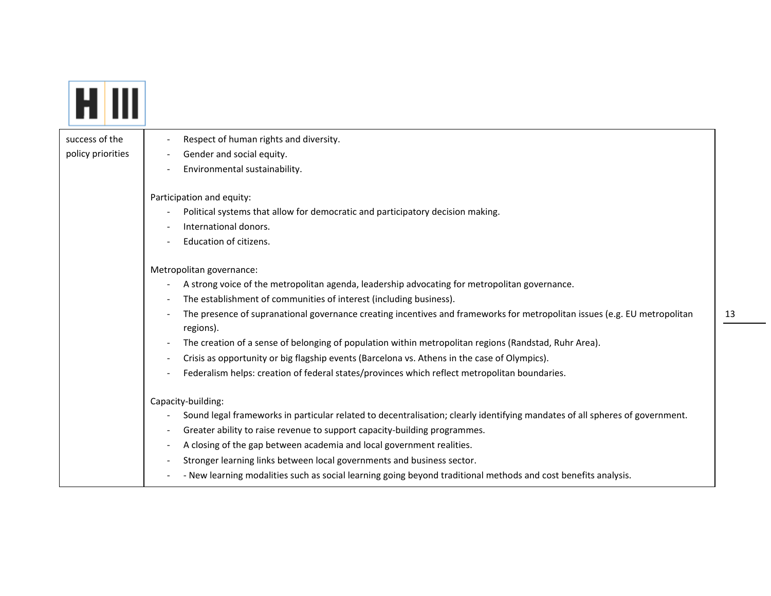| success of the policy priorities | - Respect of human rights and diversity.<br>- Gender and social equity.<br>- Environmental sustainability.<br><br>Participation and equity:<br>- Political systems that allow for democratic and participatory decision making.<br>- International donors.<br>- Education of citizens.<br><br>Metropolitan governance:<br>- A strong voice of the metropolitan agenda, leadership advocating for metropolitan governance.<br>- The establishment of communities of interest (including business).<br>- The presence of supranational governance creating incentives and frameworks for metropolitan issues (e.g. EU metropolitan regions).<br>- The creation of a sense of belonging of population within metropolitan regions (Randstad, Ruhr Area).<br>- Crisis as opportunity or big flagship events (Barcelona vs. Athens in the case of Olympics).<br>- Federalism helps: creation of federal states/provinces which reflect metropolitan boundaries.<br><br>Capacity-building:<br>- Sound legal frameworks in particular related to decentralisation; clearly identifying mandates of all spheres of government.<br>- Greater ability to raise revenue to support capacity-building programmes.<br>- A closing of the gap between academia and local government realities.<br>- Stronger learning links between local governments and business sector.<br>- - New learning modalities such as social learning going beyond traditional methods and cost benefits analysis. |
|---|---|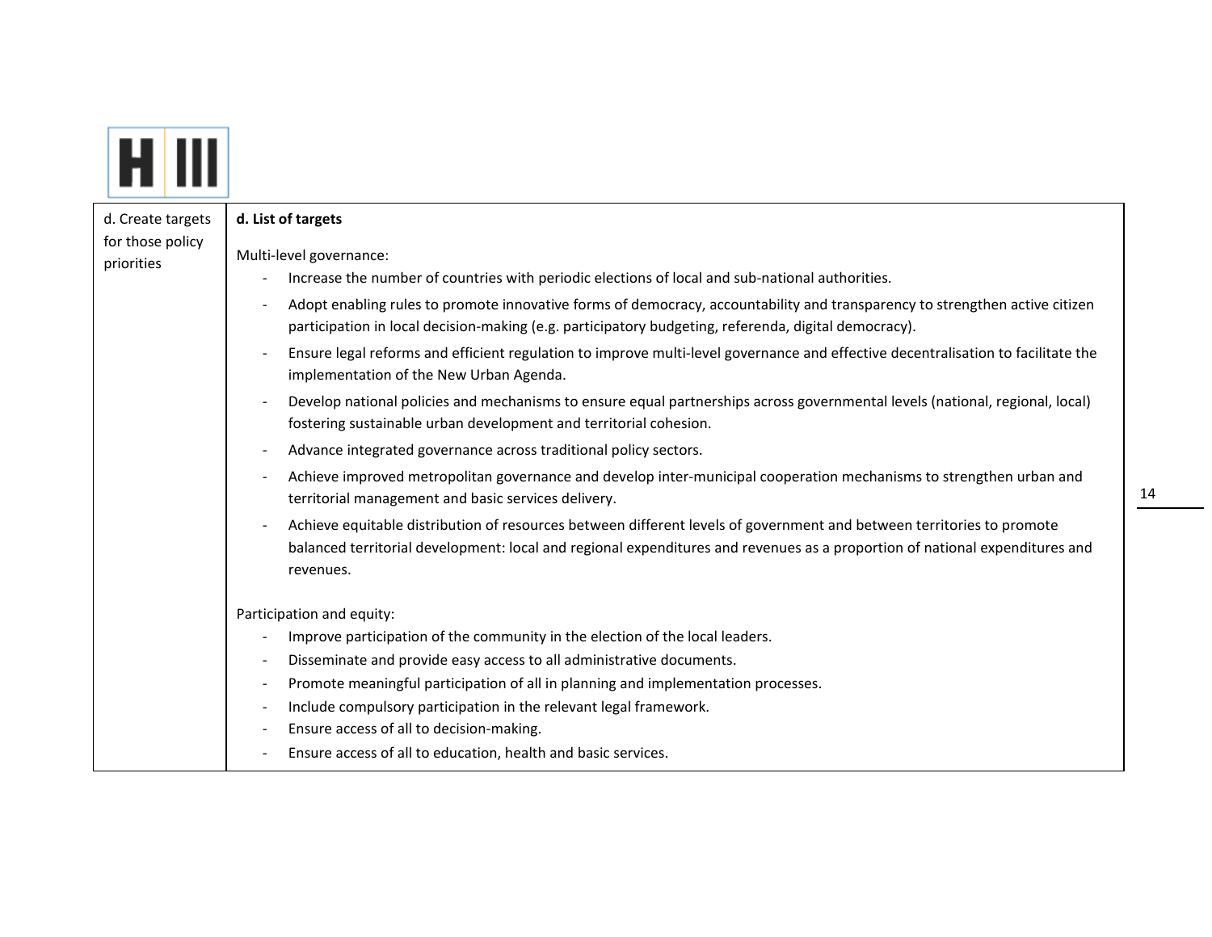| d. Create targets for those policy priorities | **d. List of targets**<br><br>Multi-level governance:<br>- Increase the number of countries with periodic elections of local and sub-national authorities.<br>- Adopt enabling rules to promote innovative forms of democracy, accountability and transparency to strengthen active citizen participation in local decision-making (e.g. participatory budgeting, referenda, digital democracy).<br>- Ensure legal reforms and efficient regulation to improve multi-level governance and effective decentralisation to facilitate the implementation of the New Urban Agenda.<br>- Develop national policies and mechanisms to ensure equal partnerships across governmental levels (national, regional, local) fostering sustainable urban development and territorial cohesion.<br>- Advance integrated governance across traditional policy sectors.<br>- Achieve improved metropolitan governance and develop inter-municipal cooperation mechanisms to strengthen urban and territorial management and basic services delivery.<br>- Achieve equitable distribution of resources between different levels of government and between territories to promote balanced territorial development: local and regional expenditures and revenues as a proportion of national expenditures and revenues.<br><br>Participation and equity:<br>- Improve participation of the community in the election of the local leaders.<br>- Disseminate and provide easy access to all administrative documents.<br>- Promote meaningful participation of all in planning and implementation processes.<br>- Include compulsory participation in the relevant legal framework.<br>- Ensure access of all to decision-making.<br>- Ensure access of all to education, health and basic services. |
|---|---|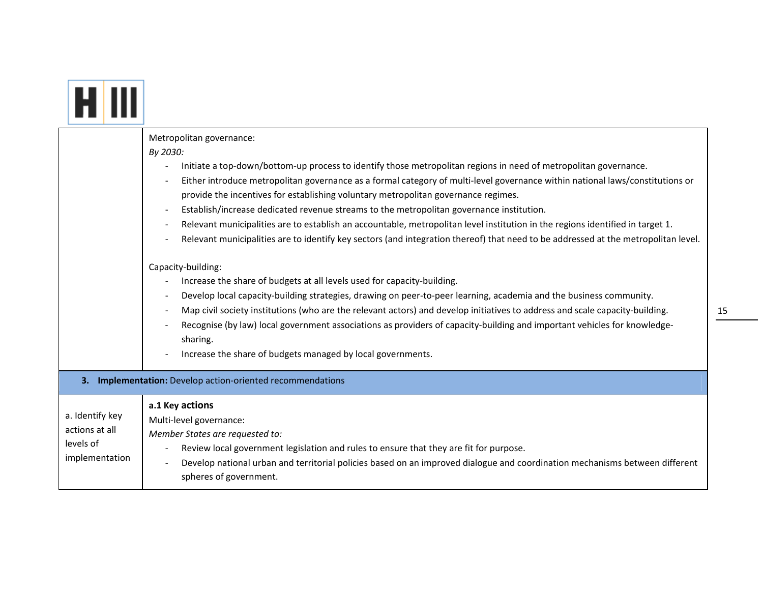| | |
|---|---|
| | Metropolitan governance:<br>*By 2030:*<br>- Initiate a top-down/bottom-up process to identify those metropolitan regions in need of metropolitan governance.<br>- Either introduce metropolitan governance as a formal category of multi-level governance within national laws/constitutions or provide the incentives for establishing voluntary metropolitan governance regimes.<br>- Establish/increase dedicated revenue streams to the metropolitan governance institution.<br>- Relevant municipalities are to establish an accountable, metropolitan level institution in the regions identified in target 1.<br>- Relevant municipalities are to identify key sectors (and integration thereof) that need to be addressed at the metropolitan level.<br><br>Capacity-building:<br>- Increase the share of budgets at all levels used for capacity-building.<br>- Develop local capacity-building strategies, drawing on peer-to-peer learning, academia and the business community.<br>- Map civil society institutions (who are the relevant actors) and develop initiatives to address and scale capacity-building.<br>- Recognise (by law) local government associations as providers of capacity-building and important vehicles for knowledge-sharing.<br>- Increase the share of budgets managed by local governments. |
| **3. Implementation:** Develop action-oriented recommendations | |
| a. Identify key actions at all levels of implementation | **a.1 Key actions**<br>Multi-level governance:<br>*Member States are requested to:*<br>- Review local government legislation and rules to ensure that they are fit for purpose.<br>- Develop national urban and territorial policies based on an improved dialogue and coordination mechanisms between different spheres of government. |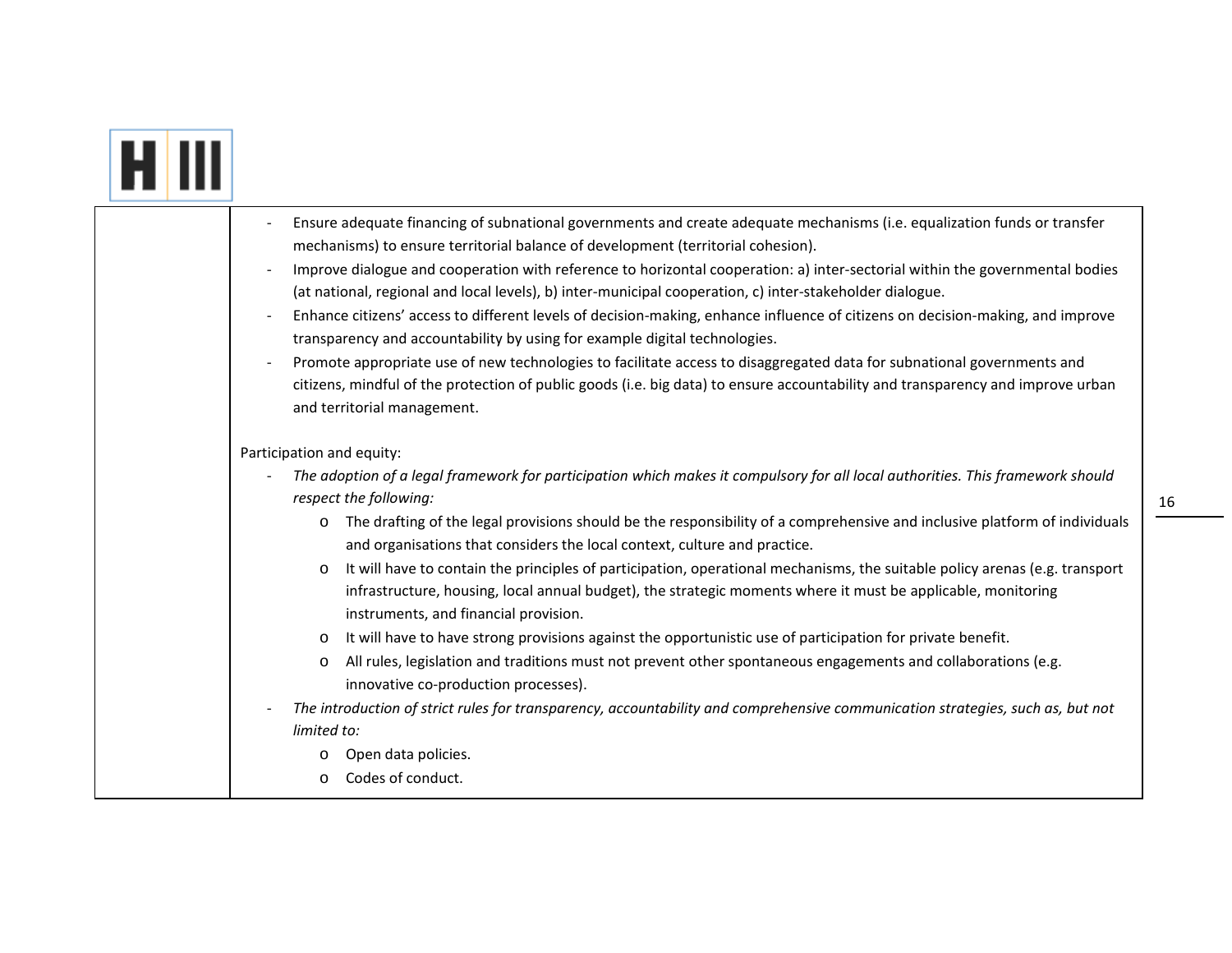| | |
|---|---|
| | - Ensure adequate financing of subnational governments and create adequate mechanisms (i.e. equalization funds or transfer mechanisms) to ensure territorial balance of development (territorial cohesion).<br>- Improve dialogue and cooperation with reference to horizontal cooperation: a) inter-sectorial within the governmental bodies (at national, regional and local levels), b) inter-municipal cooperation, c) inter-stakeholder dialogue.<br>- Enhance citizens' access to different levels of decision-making, enhance influence of citizens on decision-making, and improve transparency and accountability by using for example digital technologies.<br>- Promote appropriate use of new technologies to facilitate access to disaggregated data for subnational governments and citizens, mindful of the protection of public goods (i.e. big data) to ensure accountability and transparency and improve urban and territorial management.<br><br>Participation and equity:<br>- *The adoption of a legal framework for participation which makes it compulsory for all local authorities. This framework should respect the following:*<br>&nbsp;&nbsp;&nbsp;&nbsp;o The drafting of the legal provisions should be the responsibility of a comprehensive and inclusive platform of individuals and organisations that considers the local context, culture and practice.<br>&nbsp;&nbsp;&nbsp;&nbsp;o It will have to contain the principles of participation, operational mechanisms, the suitable policy arenas (e.g. transport infrastructure, housing, local annual budget), the strategic moments where it must be applicable, monitoring instruments, and financial provision.<br>&nbsp;&nbsp;&nbsp;&nbsp;o It will have to have strong provisions against the opportunistic use of participation for private benefit.<br>&nbsp;&nbsp;&nbsp;&nbsp;o All rules, legislation and traditions must not prevent other spontaneous engagements and collaborations (e.g. innovative co-production processes).<br>- *The introduction of strict rules for transparency, accountability and comprehensive communication strategies, such as, but not limited to:*<br>&nbsp;&nbsp;&nbsp;&nbsp;o Open data policies.<br>&nbsp;&nbsp;&nbsp;&nbsp;o Codes of conduct. |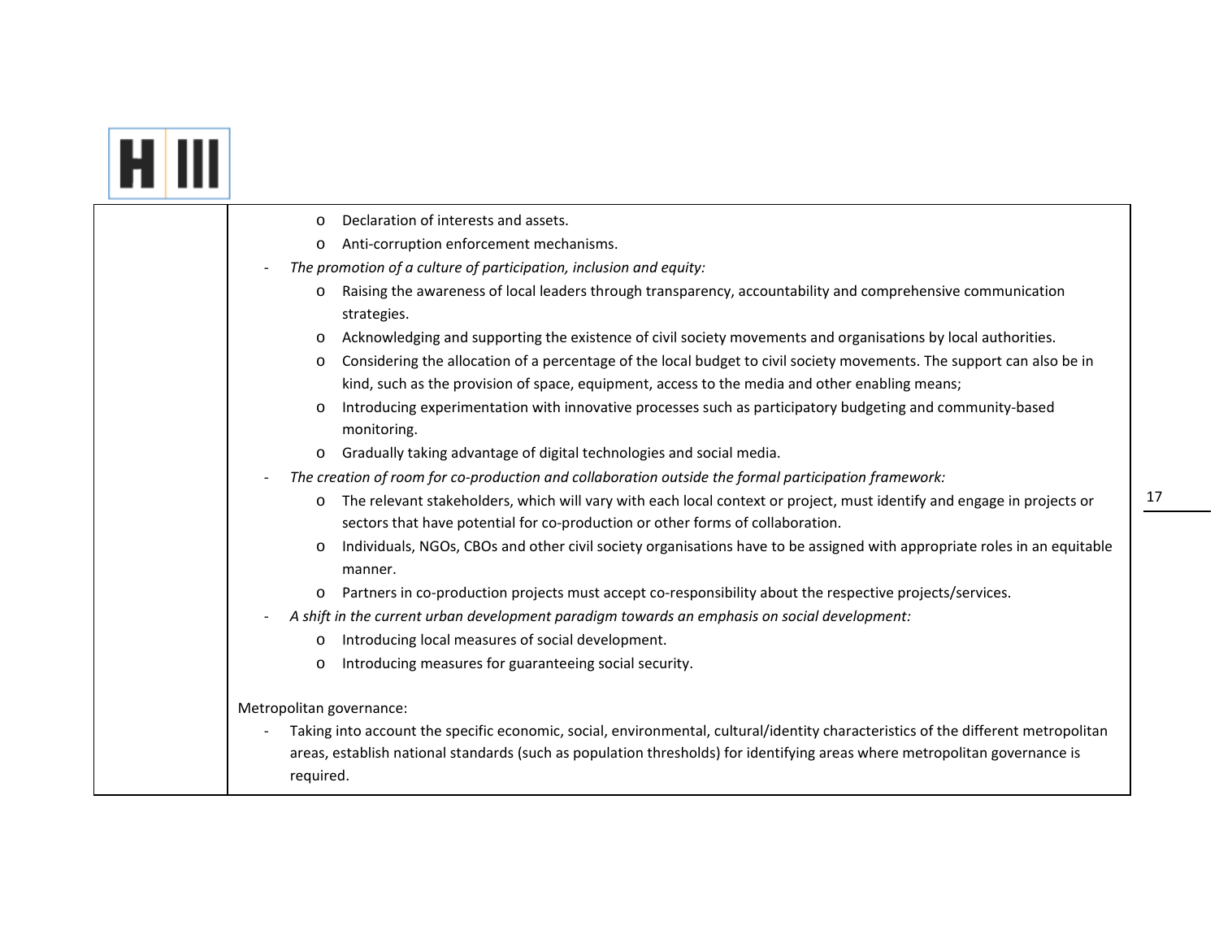| | |
|---|---|
| | - Declaration of interests and assets.<br>- Anti-corruption enforcement mechanisms.<br><br>- *The promotion of a culture of participation, inclusion and equity:*<br>  - Raising the awareness of local leaders through transparency, accountability and comprehensive communication strategies.<br>  - Acknowledging and supporting the existence of civil society movements and organisations by local authorities.<br>  - Considering the allocation of a percentage of the local budget to civil society movements. The support can also be in kind, such as the provision of space, equipment, access to the media and other enabling means;<br>  - Introducing experimentation with innovative processes such as participatory budgeting and community-based monitoring.<br>  - Gradually taking advantage of digital technologies and social media.<br>- *The creation of room for co-production and collaboration outside the formal participation framework:*<br>  - The relevant stakeholders, which will vary with each local context or project, must identify and engage in projects or sectors that have potential for co-production or other forms of collaboration.<br>  - Individuals, NGOs, CBOs and other civil society organisations have to be assigned with appropriate roles in an equitable manner.<br>  - Partners in co-production projects must accept co-responsibility about the respective projects/services.<br>- *A shift in the current urban development paradigm towards an emphasis on social development:*<br>  - Introducing local measures of social development.<br>  - Introducing measures for guaranteeing social security.<br><br>Metropolitan governance:<br>- Taking into account the specific economic, social, environmental, cultural/identity characteristics of the different metropolitan areas, establish national standards (such as population thresholds) for identifying areas where metropolitan governance is required. |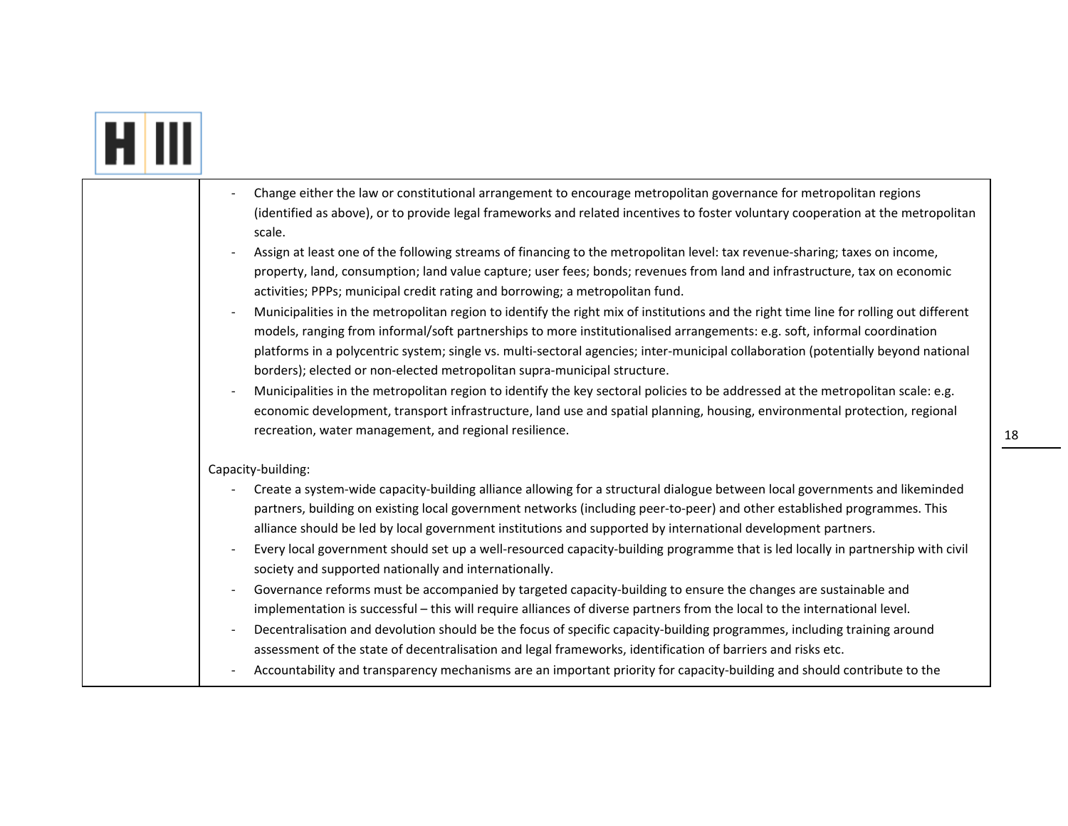| | |
|---|---|
| | - Change either the law or constitutional arrangement to encourage metropolitan governance for metropolitan regions (identified as above), or to provide legal frameworks and related incentives to foster voluntary cooperation at the metropolitan scale.<br>- Assign at least one of the following streams of financing to the metropolitan level: tax revenue-sharing; taxes on income, property, land, consumption; land value capture; user fees; bonds; revenues from land and infrastructure, tax on economic activities; PPPs; municipal credit rating and borrowing; a metropolitan fund.<br>- Municipalities in the metropolitan region to identify the right mix of institutions and the right time line for rolling out different models, ranging from informal/soft partnerships to more institutionalised arrangements: e.g. soft, informal coordination platforms in a polycentric system; single vs. multi-sectoral agencies; inter-municipal collaboration (potentially beyond national borders); elected or non-elected metropolitan supra-municipal structure.<br>- Municipalities in the metropolitan region to identify the key sectoral policies to be addressed at the metropolitan scale: e.g. economic development, transport infrastructure, land use and spatial planning, housing, environmental protection, regional recreation, water management, and regional resilience.<br><br>Capacity-building:<br>- Create a system-wide capacity-building alliance allowing for a structural dialogue between local governments and likeminded partners, building on existing local government networks (including peer-to-peer) and other established programmes. This alliance should be led by local government institutions and supported by international development partners.<br>- Every local government should set up a well-resourced capacity-building programme that is led locally in partnership with civil society and supported nationally and internationally.<br>- Governance reforms must be accompanied by targeted capacity-building to ensure the changes are sustainable and implementation is successful – this will require alliances of diverse partners from the local to the international level.<br>- Decentralisation and devolution should be the focus of specific capacity-building programmes, including training around assessment of the state of decentralisation and legal frameworks, identification of barriers and risks etc.<br>- Accountability and transparency mechanisms are an important priority for capacity-building and should contribute to the |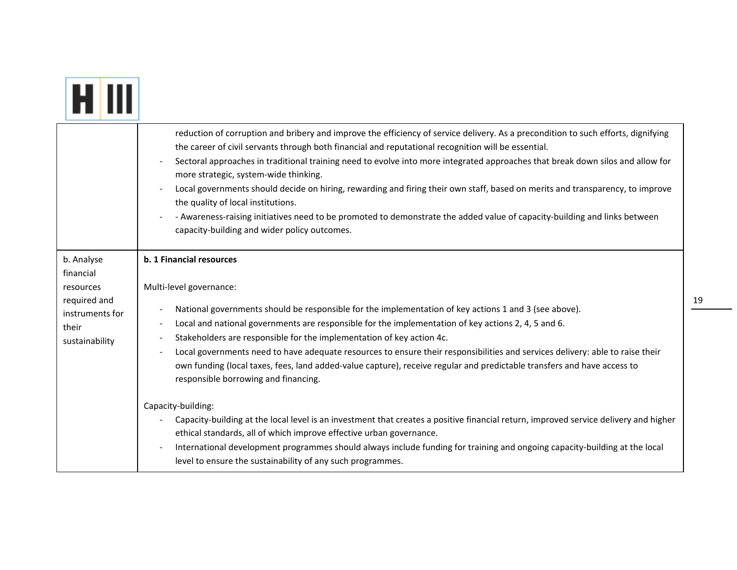| | |
|---|---|
| | reduction of corruption and bribery and improve the efficiency of service delivery. As a precondition to such efforts, dignifying the career of civil servants through both financial and reputational recognition will be essential.<br>- Sectoral approaches in traditional training need to evolve into more integrated approaches that break down silos and allow for more strategic, system-wide thinking.<br>- Local governments should decide on hiring, rewarding and firing their own staff, based on merits and transparency, to improve the quality of local institutions.<br>- - Awareness-raising initiatives need to be promoted to demonstrate the added value of capacity-building and links between capacity-building and wider policy outcomes. |
| b. Analyse financial resources required and instruments for their sustainability | **b. 1 Financial resources**<br><br>Multi-level governance:<br><br>- National governments should be responsible for the implementation of key actions 1 and 3 (see above).<br>- Local and national governments are responsible for the implementation of key actions 2, 4, 5 and 6.<br>- Stakeholders are responsible for the implementation of key action 4c.<br>- Local governments need to have adequate resources to ensure their responsibilities and services delivery: able to raise their own funding (local taxes, fees, land added-value capture), receive regular and predictable transfers and have access to responsible borrowing and financing.<br><br>Capacity-building:<br>- Capacity-building at the local level is an investment that creates a positive financial return, improved service delivery and higher ethical standards, all of which improve effective urban governance.<br>- International development programmes should always include funding for training and ongoing capacity-building at the local level to ensure the sustainability of any such programmes. |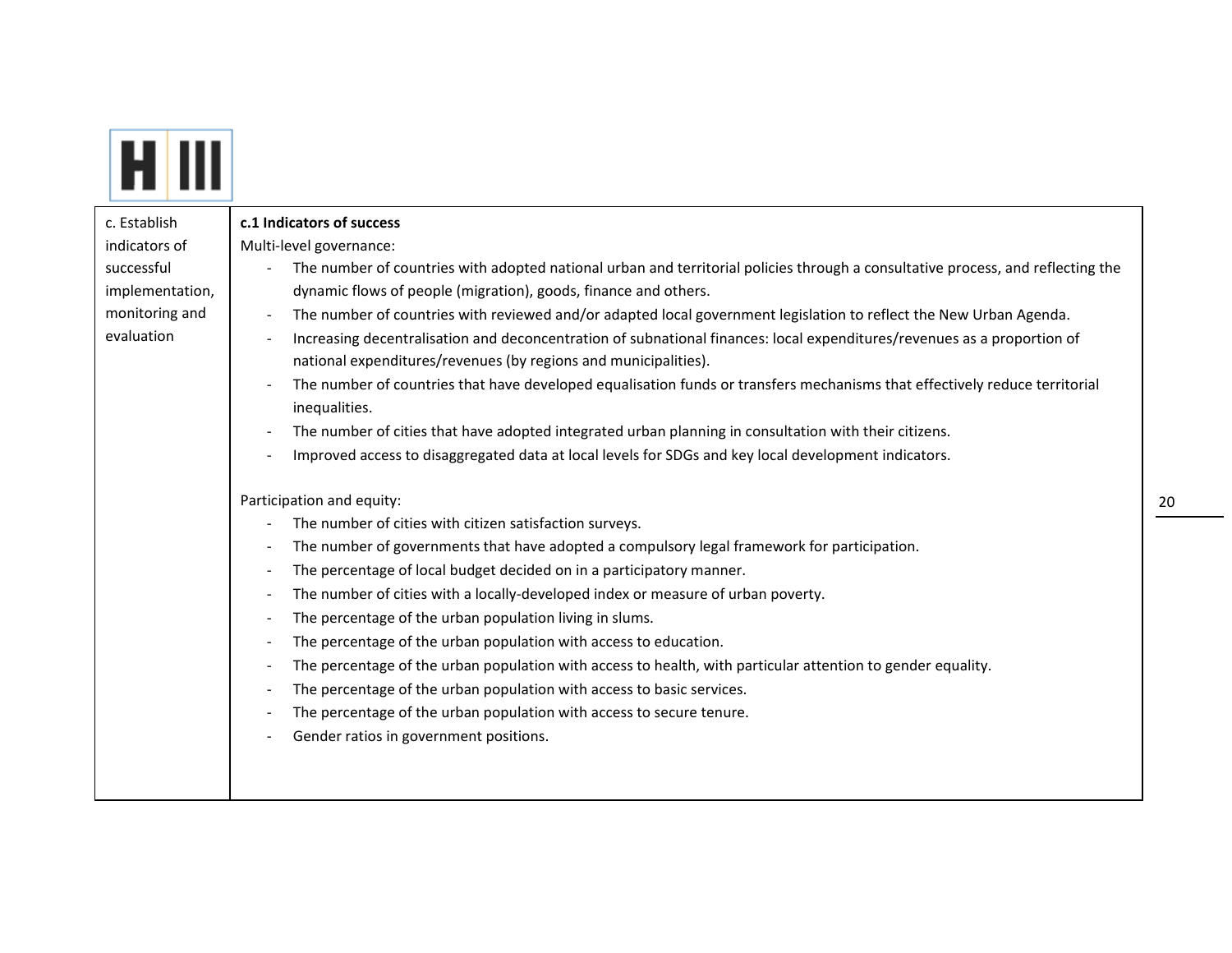| c. Establish indicators of successful implementation, monitoring and evaluation | **c.1 Indicators of success**<br>Multi-level governance:<br>- The number of countries with adopted national urban and territorial policies through a consultative process, and reflecting the dynamic flows of people (migration), goods, finance and others.<br>- The number of countries with reviewed and/or adapted local government legislation to reflect the New Urban Agenda.<br>- Increasing decentralisation and deconcentration of subnational finances: local expenditures/revenues as a proportion of national expenditures/revenues (by regions and municipalities).<br>- The number of countries that have developed equalisation funds or transfers mechanisms that effectively reduce territorial inequalities.<br>- The number of cities that have adopted integrated urban planning in consultation with their citizens.<br>- Improved access to disaggregated data at local levels for SDGs and key local development indicators.<br><br>Participation and equity:<br>- The number of cities with citizen satisfaction surveys.<br>- The number of governments that have adopted a compulsory legal framework for participation.<br>- The percentage of local budget decided on in a participatory manner.<br>- The number of cities with a locally-developed index or measure of urban poverty.<br>- The percentage of the urban population living in slums.<br>- The percentage of the urban population with access to education.<br>- The percentage of the urban population with access to health, with particular attention to gender equality.<br>- The percentage of the urban population with access to basic services.<br>- The percentage of the urban population with access to secure tenure.<br>- Gender ratios in government positions. |
|---|---|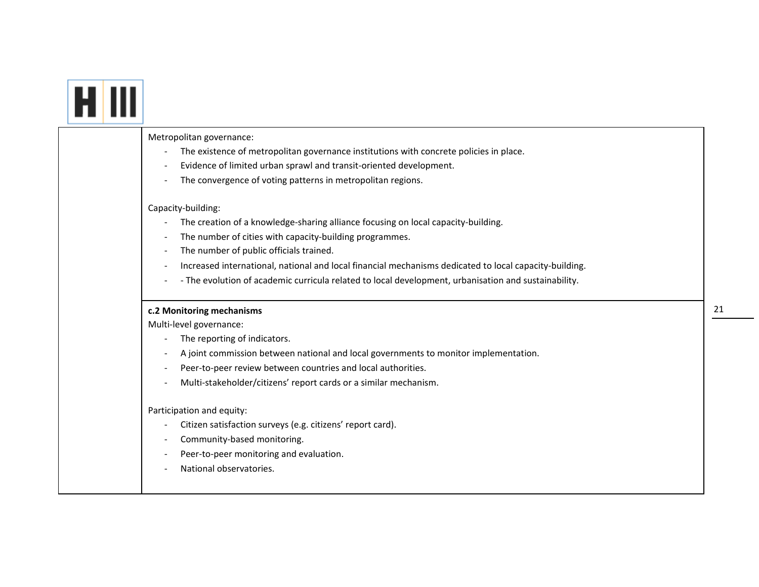| | |
|---|---|
| | Metropolitan governance:<br>- The existence of metropolitan governance institutions with concrete policies in place.<br>- Evidence of limited urban sprawl and transit-oriented development.<br>- The convergence of voting patterns in metropolitan regions.<br><br>Capacity-building:<br>- The creation of a knowledge-sharing alliance focusing on local capacity-building.<br>- The number of cities with capacity-building programmes.<br>- The number of public officials trained.<br>- Increased international, national and local financial mechanisms dedicated to local capacity-building.<br>- - The evolution of academic curricula related to local development, urbanisation and sustainability. |
| | **c.2 Monitoring mechanisms**<br>Multi-level governance:<br>- The reporting of indicators.<br>- A joint commission between national and local governments to monitor implementation.<br>- Peer-to-peer review between countries and local authorities.<br>- Multi-stakeholder/citizens' report cards or a similar mechanism.<br><br>Participation and equity:<br>- Citizen satisfaction surveys (e.g. citizens' report card).<br>- Community-based monitoring.<br>- Peer-to-peer monitoring and evaluation.<br>- National observatories. |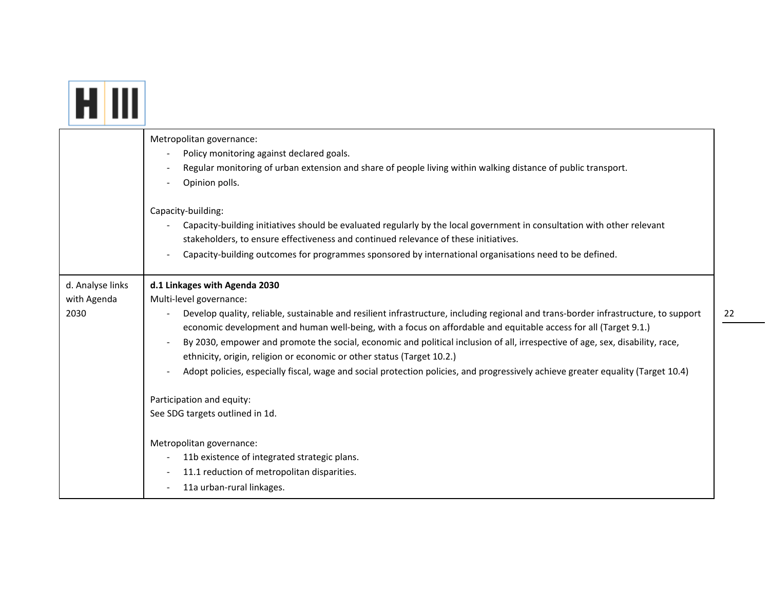| | |
|---|---|
| | Metropolitan governance:<br>- Policy monitoring against declared goals.<br>- Regular monitoring of urban extension and share of people living within walking distance of public transport.<br>- Opinion polls.<br><br>Capacity-building:<br>- Capacity-building initiatives should be evaluated regularly by the local government in consultation with other relevant stakeholders, to ensure effectiveness and continued relevance of these initiatives.<br>- Capacity-building outcomes for programmes sponsored by international organisations need to be defined. |
| d. Analyse links with Agenda 2030 | **d.1 Linkages with Agenda 2030**<br>Multi-level governance:<br>- Develop quality, reliable, sustainable and resilient infrastructure, including regional and trans-border infrastructure, to support economic development and human well-being, with a focus on affordable and equitable access for all (Target 9.1.)<br>- By 2030, empower and promote the social, economic and political inclusion of all, irrespective of age, sex, disability, race, ethnicity, origin, religion or economic or other status (Target 10.2.)<br>- Adopt policies, especially fiscal, wage and social protection policies, and progressively achieve greater equality (Target 10.4)<br><br>Participation and equity:<br>See SDG targets outlined in 1d.<br><br>Metropolitan governance:<br>- 11b existence of integrated strategic plans.<br>- 11.1 reduction of metropolitan disparities.<br>- 11a urban-rural linkages. |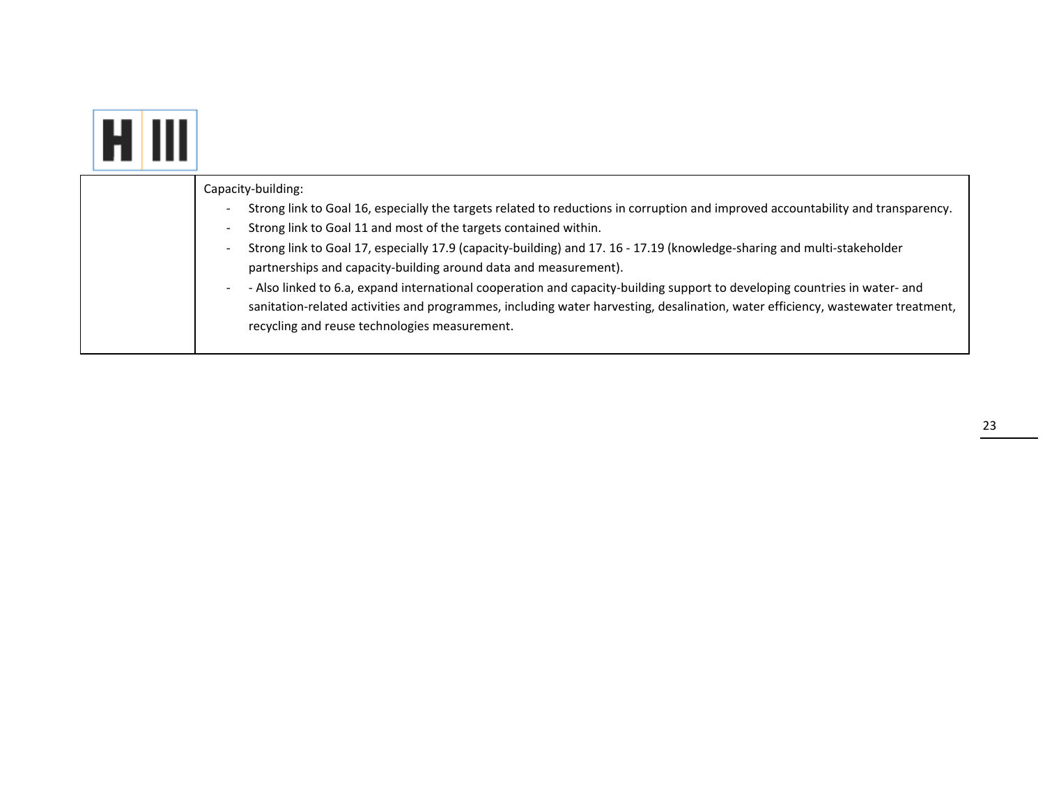H III

| | Capacity-building:<br>- Strong link to Goal 16, especially the targets related to reductions in corruption and improved accountability and transparency.<br>- Strong link to Goal 11 and most of the targets contained within.<br>- Strong link to Goal 17, especially 17.9 (capacity-building) and 17. 16 - 17.19 (knowledge-sharing and multi-stakeholder partnerships and capacity-building around data and measurement).<br>- - Also linked to 6.a, expand international cooperation and capacity-building support to developing countries in water- and sanitation-related activities and programmes, including water harvesting, desalination, water efficiency, wastewater treatment, recycling and reuse technologies measurement. |
|---|---|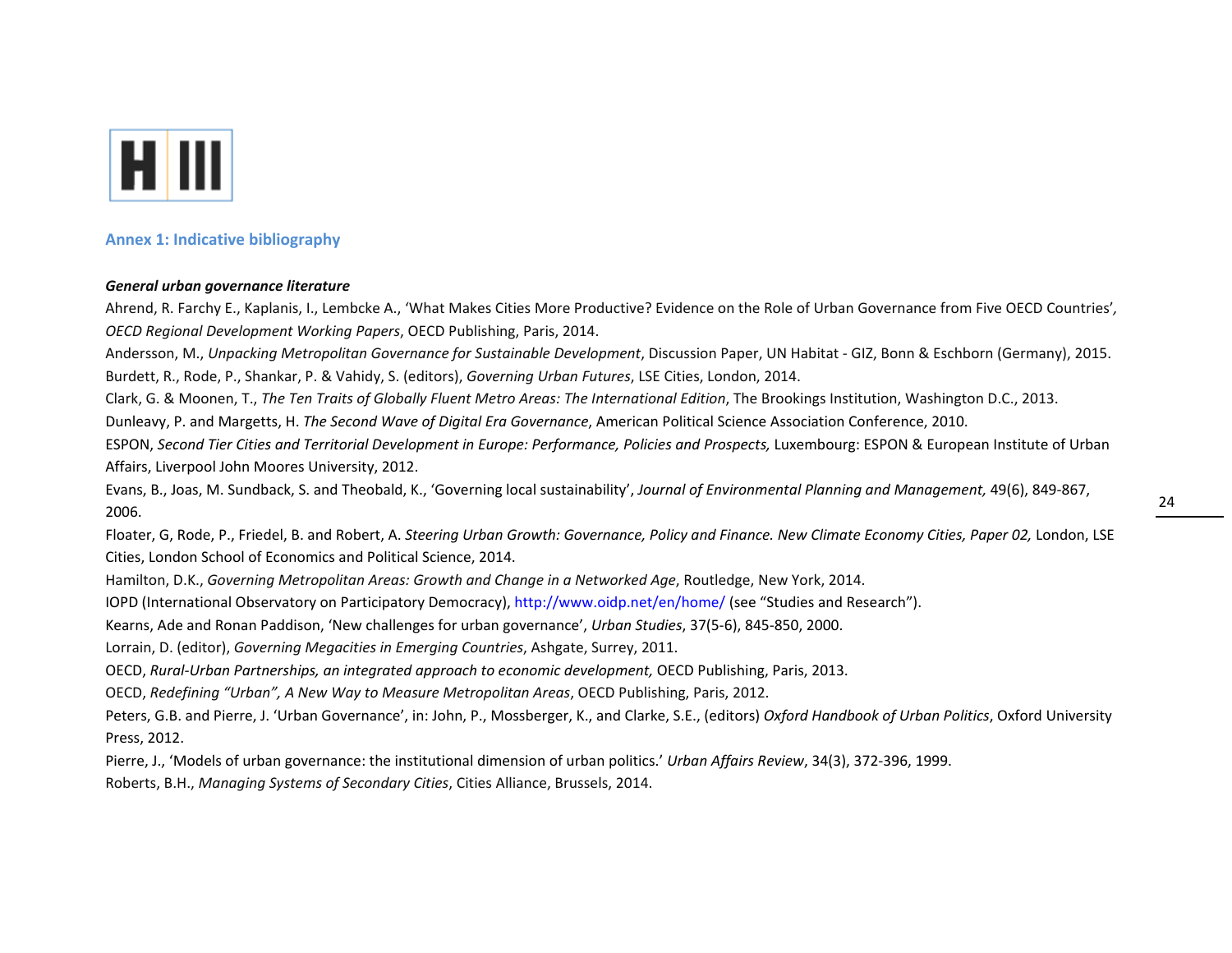## Annex 1: Indicative bibliography

***General urban governance literature***

Ahrend, R. Farchy E., Kaplanis, I., Lembcke A., 'What Makes Cities More Productive? Evidence on the Role of Urban Governance from Five OECD Countries', *OECD Regional Development Working Papers*, OECD Publishing, Paris, 2014.

Andersson, M., *Unpacking Metropolitan Governance for Sustainable Development*, Discussion Paper, UN Habitat - GIZ, Bonn & Eschborn (Germany), 2015.

Burdett, R., Rode, P., Shankar, P. & Vahidy, S. (editors), *Governing Urban Futures*, LSE Cities, London, 2014.

Clark, G. & Moonen, T., *The Ten Traits of Globally Fluent Metro Areas: The International Edition*, The Brookings Institution, Washington D.C., 2013.

Dunleavy, P. and Margetts, H. *The Second Wave of Digital Era Governance*, American Political Science Association Conference, 2010.

ESPON, *Second Tier Cities and Territorial Development in Europe: Performance, Policies and Prospects,* Luxembourg: ESPON & European Institute of Urban Affairs, Liverpool John Moores University, 2012.

Evans, B., Joas, M. Sundback, S. and Theobald, K., 'Governing local sustainability', *Journal of Environmental Planning and Management,* 49(6), 849-867, 2006.

Floater, G, Rode, P., Friedel, B. and Robert, A. *Steering Urban Growth: Governance, Policy and Finance. New Climate Economy Cities, Paper 02,* London, LSE Cities, London School of Economics and Political Science, 2014.

Hamilton, D.K., *Governing Metropolitan Areas: Growth and Change in a Networked Age*, Routledge, New York, 2014.

IOPD (International Observatory on Participatory Democracy), http://www.oidp.net/en/home/ (see "Studies and Research").

Kearns, Ade and Ronan Paddison, 'New challenges for urban governance', *Urban Studies*, 37(5-6), 845-850, 2000.

Lorrain, D. (editor), *Governing Megacities in Emerging Countries*, Ashgate, Surrey, 2011.

OECD, *Rural-Urban Partnerships, an integrated approach to economic development,* OECD Publishing, Paris, 2013.

OECD, *Redefining "Urban", A New Way to Measure Metropolitan Areas*, OECD Publishing, Paris, 2012.

Peters, G.B. and Pierre, J. 'Urban Governance', in: John, P., Mossberger, K., and Clarke, S.E., (editors) *Oxford Handbook of Urban Politics*, Oxford University Press, 2012.

Pierre, J., 'Models of urban governance: the institutional dimension of urban politics.' *Urban Affairs Review*, 34(3), 372-396, 1999.

Roberts, B.H., *Managing Systems of Secondary Cities*, Cities Alliance, Brussels, 2014.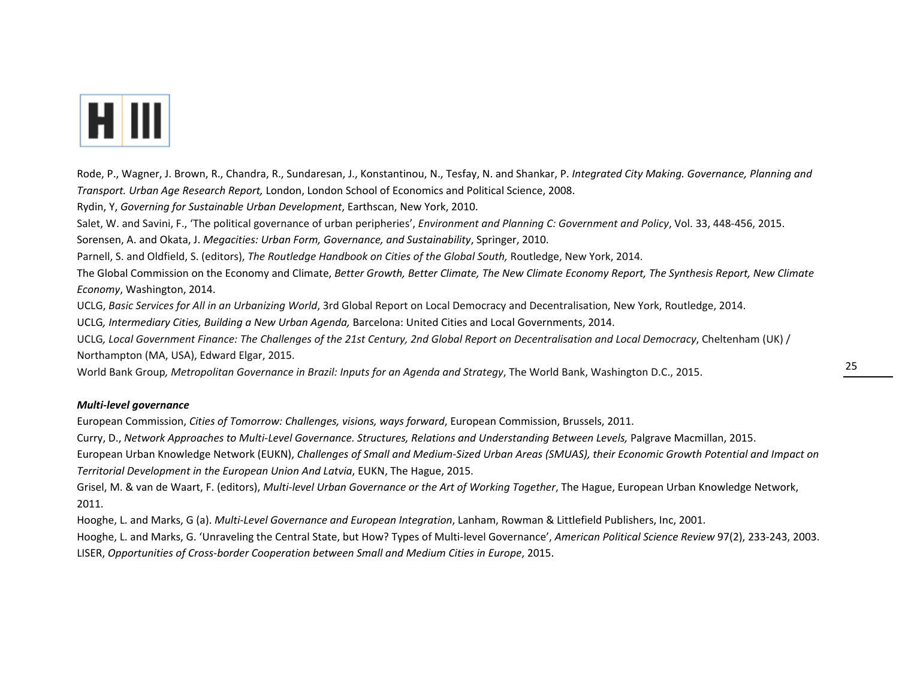Rode, P., Wagner, J. Brown, R., Chandra, R., Sundaresan, J., Konstantinou, N., Tesfay, N. and Shankar, P. *Integrated City Making. Governance, Planning and Transport. Urban Age Research Report,* London, London School of Economics and Political Science, 2008.

Rydin, Y, *Governing for Sustainable Urban Development*, Earthscan, New York, 2010.

Salet, W. and Savini, F., 'The political governance of urban peripheries', *Environment and Planning C: Government and Policy*, Vol. 33, 448-456, 2015.

Sorensen, A. and Okata, J. *Megacities: Urban Form, Governance, and Sustainability*, Springer, 2010.

Parnell, S. and Oldfield, S. (editors), *The Routledge Handbook on Cities of the Global South,* Routledge, New York, 2014.

The Global Commission on the Economy and Climate, *Better Growth, Better Climate, The New Climate Economy Report, The Synthesis Report, New Climate Economy*, Washington, 2014.

UCLG, *Basic Services for All in an Urbanizing World*, 3rd Global Report on Local Democracy and Decentralisation, New York, Routledge, 2014.

UCLG*, Intermediary Cities, Building a New Urban Agenda,* Barcelona: United Cities and Local Governments, 2014.

UCLG*, Local Government Finance: The Challenges of the 21st Century, 2nd Global Report on Decentralisation and Local Democracy*, Cheltenham (UK) / Northampton (MA, USA), Edward Elgar, 2015.

World Bank Group*, Metropolitan Governance in Brazil: Inputs for an Agenda and Strategy*, The World Bank, Washington D.C., 2015.

***Multi-level governance***

European Commission, *Cities of Tomorrow: Challenges, visions, ways forward*, European Commission, Brussels, 2011.

Curry, D., *Network Approaches to Multi-Level Governance. Structures, Relations and Understanding Between Levels,* Palgrave Macmillan, 2015.

European Urban Knowledge Network (EUKN), *Challenges of Small and Medium-Sized Urban Areas (SMUAS), their Economic Growth Potential and Impact on Territorial Development in the European Union And Latvia*, EUKN, The Hague, 2015.

Grisel, M. & van de Waart, F. (editors), *Multi-level Urban Governance or the Art of Working Together*, The Hague, European Urban Knowledge Network, 2011.

Hooghe, L. and Marks, G (a). *Multi-Level Governance and European Integration*, Lanham, Rowman & Littlefield Publishers, Inc, 2001.

Hooghe, L. and Marks, G. 'Unraveling the Central State, but How? Types of Multi-level Governance', *American Political Science Review* 97(2), 233-243, 2003.

LISER, *Opportunities of Cross-border Cooperation between Small and Medium Cities in Europe*, 2015.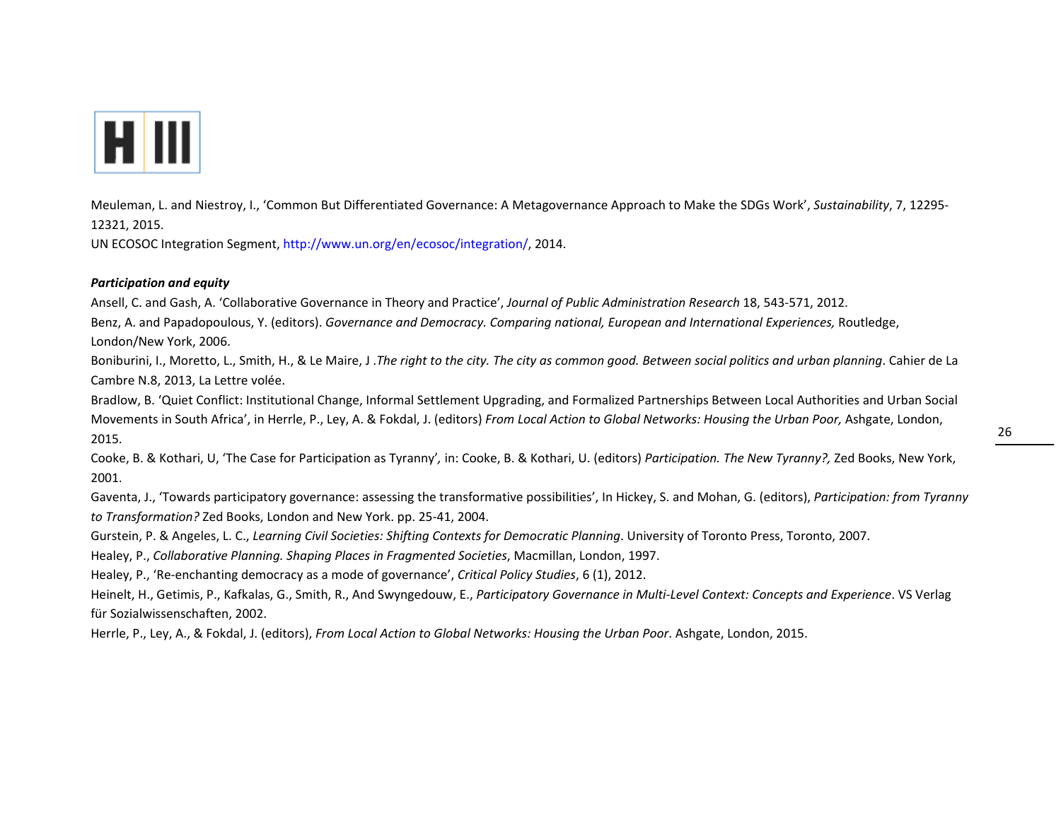Meuleman, L. and Niestroy, I., 'Common But Differentiated Governance: A Metagovernance Approach to Make the SDGs Work', *Sustainability*, 7, 12295-12321, 2015.

UN ECOSOC Integration Segment, http://www.un.org/en/ecosoc/integration/, 2014.

***Participation and equity***

Ansell, C. and Gash, A. 'Collaborative Governance in Theory and Practice', *Journal of Public Administration Research* 18, 543-571, 2012.

Benz, A. and Papadopoulous, Y. (editors). *Governance and Democracy. Comparing national, European and International Experiences,* Routledge, London/New York, 2006.

Boniburini, I., Moretto, L., Smith, H., & Le Maire, J .*The right to the city. The city as common good. Between social politics and urban planning*. Cahier de La Cambre N.8, 2013, La Lettre volée.

Bradlow, B. 'Quiet Conflict: Institutional Change, Informal Settlement Upgrading, and Formalized Partnerships Between Local Authorities and Urban Social Movements in South Africa', in Herrle, P., Ley, A. & Fokdal, J. (editors) *From Local Action to Global Networks: Housing the Urban Poor,* Ashgate, London, 2015.

Cooke, B. & Kothari, U, 'The Case for Participation as Tyranny'*,* in: Cooke, B. & Kothari, U. (editors) *Participation. The New Tyranny?,* Zed Books, New York, 2001.

Gaventa, J., 'Towards participatory governance: assessing the transformative possibilities', In Hickey, S. and Mohan, G. (editors), *Participation: from Tyranny to Transformation?* Zed Books, London and New York. pp. 25-41, 2004.

Gurstein, P. & Angeles, L. C., *Learning Civil Societies: Shifting Contexts for Democratic Planning*. University of Toronto Press, Toronto, 2007.

Healey, P., *Collaborative Planning. Shaping Places in Fragmented Societies*, Macmillan, London, 1997.

Healey, P., 'Re-enchanting democracy as a mode of governance', *Critical Policy Studies*, 6 (1), 2012.

Heinelt, H., Getimis, P., Kafkalas, G., Smith, R., And Swyngedouw, E., *Participatory Governance in Multi-Level Context: Concepts and Experience*. VS Verlag für Sozialwissenschaften, 2002.

Herrle, P., Ley, A., & Fokdal, J. (editors), *From Local Action to Global Networks: Housing the Urban Poor*. Ashgate, London, 2015.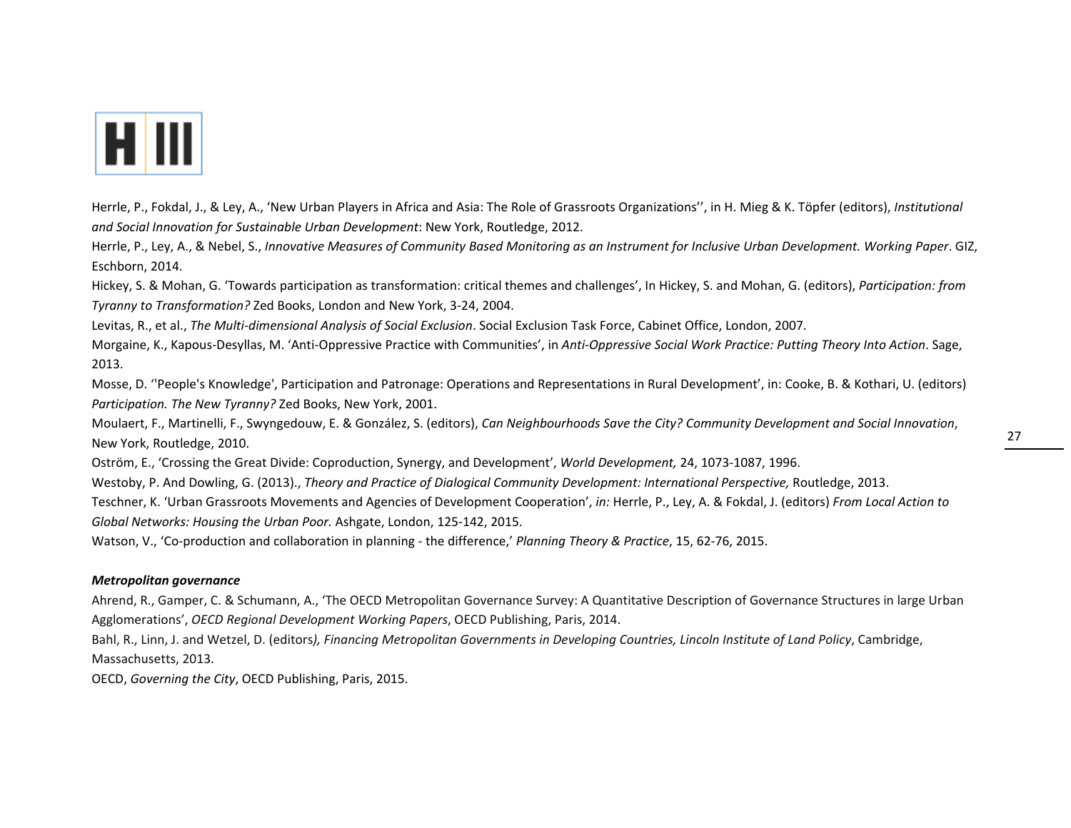Herrle, P., Fokdal, J., & Ley, A., 'New Urban Players in Africa and Asia: The Role of Grassroots Organizations'', in H. Mieg & K. Töpfer (editors), *Institutional and Social Innovation for Sustainable Urban Development*: New York, Routledge, 2012.

Herrle, P., Ley, A., & Nebel, S., *Innovative Measures of Community Based Monitoring as an Instrument for Inclusive Urban Development. Working Paper*. GIZ, Eschborn, 2014.

Hickey, S. & Mohan, G. 'Towards participation as transformation: critical themes and challenges', In Hickey, S. and Mohan, G. (editors), *Participation: from Tyranny to Transformation?* Zed Books, London and New York, 3-24, 2004.

Levitas, R., et al., *The Multi-dimensional Analysis of Social Exclusion*. Social Exclusion Task Force, Cabinet Office, London, 2007.

Morgaine, K., Kapous-Desyllas, M. 'Anti-Oppressive Practice with Communities', in *Anti-Oppressive Social Work Practice: Putting Theory Into Action*. Sage, 2013.

Mosse, D. ''People's Knowledge', Participation and Patronage: Operations and Representations in Rural Development', in: Cooke, B. & Kothari, U. (editors) *Participation. The New Tyranny?* Zed Books, New York, 2001.

Moulaert, F., Martinelli, F., Swyngedouw, E. & González, S. (editors), *Can Neighbourhoods Save the City? Community Development and Social Innovation*, New York, Routledge, 2010.

Oström, E., 'Crossing the Great Divide: Coproduction, Synergy, and Development', *World Development,* 24, 1073-1087, 1996.

Westoby, P. And Dowling, G. (2013)., *Theory and Practice of Dialogical Community Development: International Perspective,* Routledge, 2013.

Teschner, K. 'Urban Grassroots Movements and Agencies of Development Cooperation', *in:* Herrle, P., Ley, A. & Fokdal, J. (editors) *From Local Action to Global Networks: Housing the Urban Poor.* Ashgate, London, 125-142, 2015.

Watson, V., 'Co-production and collaboration in planning - the difference,' *Planning Theory & Practice*, 15, 62-76, 2015.

***Metropolitan governance***

Ahrend, R., Gamper, C. & Schumann, A., 'The OECD Metropolitan Governance Survey: A Quantitative Description of Governance Structures in large Urban Agglomerations', *OECD Regional Development Working Papers*, OECD Publishing, Paris, 2014.

Bahl, R., Linn, J. and Wetzel, D. (editors*), Financing Metropolitan Governments in Developing Countries, Lincoln Institute of Land Policy*, Cambridge, Massachusetts, 2013.

OECD, *Governing the City*, OECD Publishing, Paris, 2015.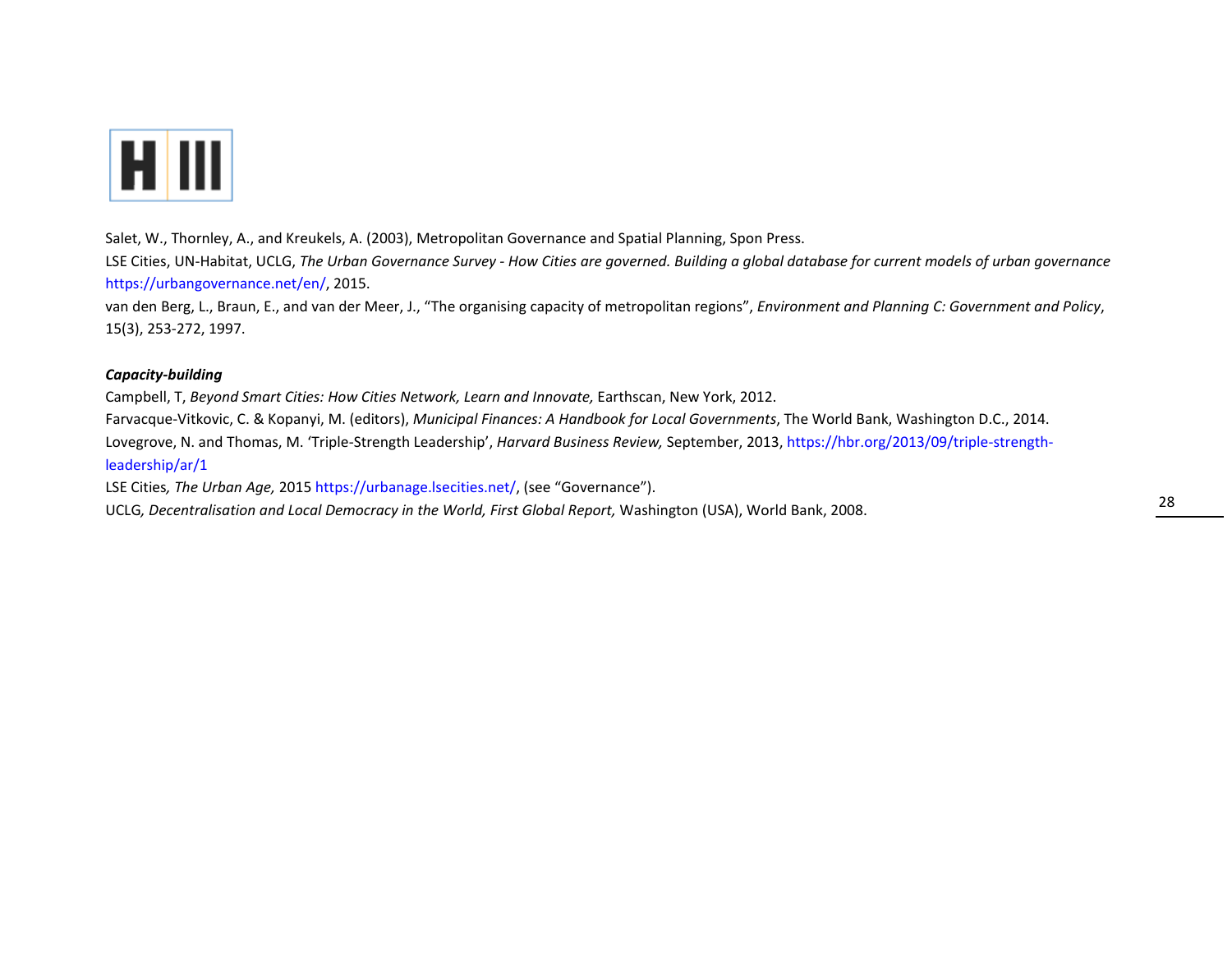Salet, W., Thornley, A., and Kreukels, A. (2003), Metropolitan Governance and Spatial Planning, Spon Press.

LSE Cities, UN-Habitat, UCLG, *The Urban Governance Survey - How Cities are governed. Building a global database for current models of urban governance* https://urbangovernance.net/en/, 2015.

van den Berg, L., Braun, E., and van der Meer, J., "The organising capacity of metropolitan regions", *Environment and Planning C: Government and Policy*, 15(3), 253-272, 1997.

***Capacity-building***

Campbell, T, *Beyond Smart Cities: How Cities Network, Learn and Innovate,* Earthscan, New York, 2012.

Farvacque-Vitkovic, C. & Kopanyi, M. (editors), *Municipal Finances: A Handbook for Local Governments*, The World Bank, Washington D.C., 2014.

Lovegrove, N. and Thomas, M. 'Triple-Strength Leadership', *Harvard Business Review,* September, 2013, https://hbr.org/2013/09/triple-strength-leadership/ar/1

LSE Cities*, The Urban Age,* 2015 https://urbanage.lsecities.net/, (see "Governance").

UCLG*, Decentralisation and Local Democracy in the World, First Global Report,* Washington (USA), World Bank, 2008.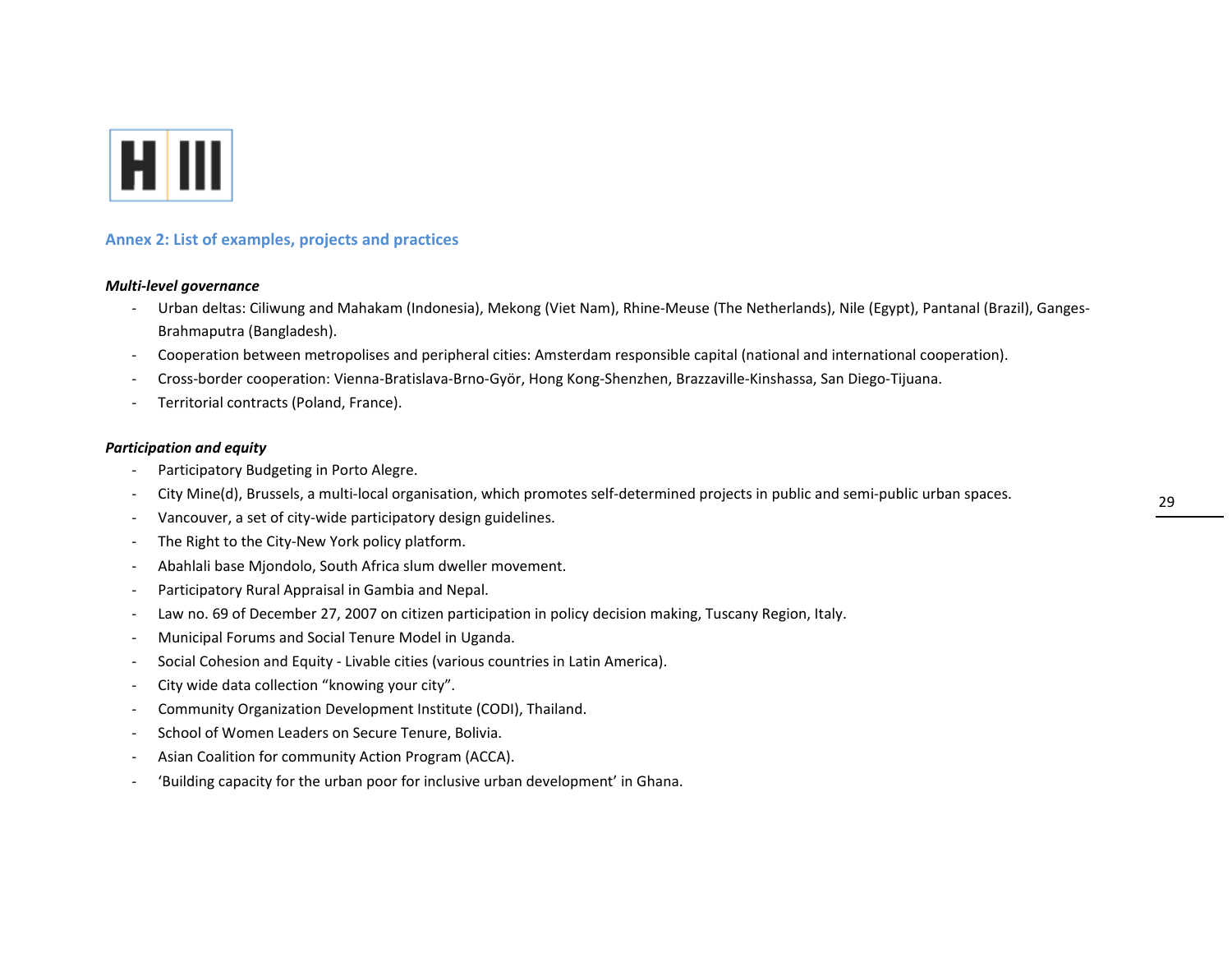## Annex 2: List of examples, projects and practices

***Multi-level governance***

- Urban deltas: Ciliwung and Mahakam (Indonesia), Mekong (Viet Nam), Rhine-Meuse (The Netherlands), Nile (Egypt), Pantanal (Brazil), Ganges-Brahmaputra (Bangladesh).
- Cooperation between metropolises and peripheral cities: Amsterdam responsible capital (national and international cooperation).
- Cross-border cooperation: Vienna-Bratislava-Brno-Györ, Hong Kong-Shenzhen, Brazzaville-Kinshassa, San Diego-Tijuana.
- Territorial contracts (Poland, France).

***Participation and equity***

- Participatory Budgeting in Porto Alegre.
- City Mine(d), Brussels, a multi-local organisation, which promotes self-determined projects in public and semi-public urban spaces.
- Vancouver, a set of city-wide participatory design guidelines.
- The Right to the City-New York policy platform.
- Abahlali base Mjondolo, South Africa slum dweller movement.
- Participatory Rural Appraisal in Gambia and Nepal.
- Law no. 69 of December 27, 2007 on citizen participation in policy decision making, Tuscany Region, Italy.
- Municipal Forums and Social Tenure Model in Uganda.
- Social Cohesion and Equity - Livable cities (various countries in Latin America).
- City wide data collection "knowing your city".
- Community Organization Development Institute (CODI), Thailand.
- School of Women Leaders on Secure Tenure, Bolivia.
- Asian Coalition for community Action Program (ACCA).
- 'Building capacity for the urban poor for inclusive urban development' in Ghana.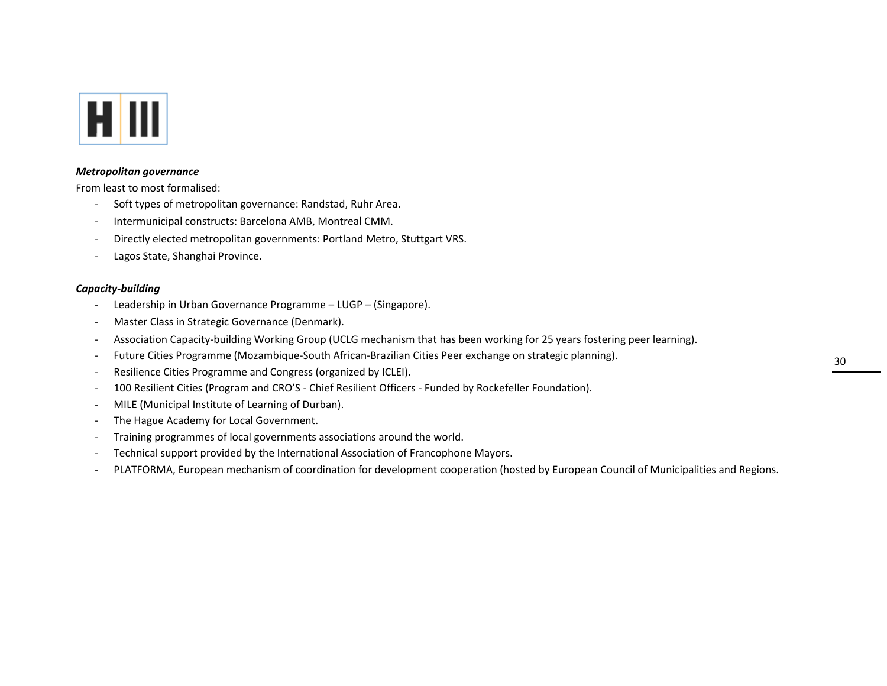***Metropolitan governance***

From least to most formalised:

- Soft types of metropolitan governance: Randstad, Ruhr Area.
- Intermunicipal constructs: Barcelona AMB, Montreal CMM.
- Directly elected metropolitan governments: Portland Metro, Stuttgart VRS.
- Lagos State, Shanghai Province.

***Capacity-building***

- Leadership in Urban Governance Programme – LUGP – (Singapore).
- Master Class in Strategic Governance (Denmark).
- Association Capacity-building Working Group (UCLG mechanism that has been working for 25 years fostering peer learning).
- Future Cities Programme (Mozambique-South African-Brazilian Cities Peer exchange on strategic planning).
- Resilience Cities Programme and Congress (organized by ICLEI).
- 100 Resilient Cities (Program and CRO'S - Chief Resilient Officers - Funded by Rockefeller Foundation).
- MILE (Municipal Institute of Learning of Durban).
- The Hague Academy for Local Government.
- Training programmes of local governments associations around the world.
- Technical support provided by the International Association of Francophone Mayors.
- PLATFORMA, European mechanism of coordination for development cooperation (hosted by European Council of Municipalities and Regions.